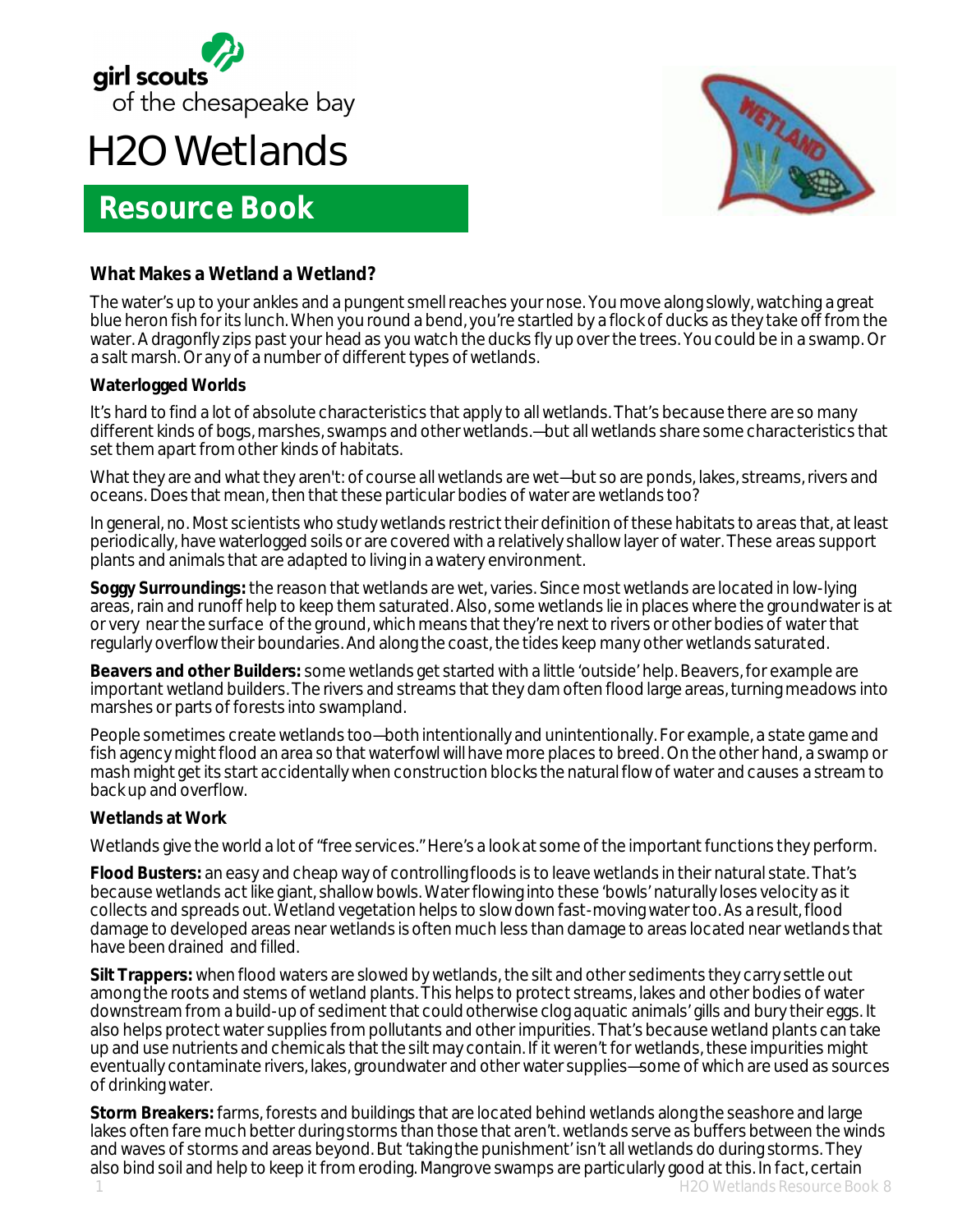girl scouts of the chesapeake bay

# H2O Wetlands

## Resource Book

### What Makes a Wetland a Wetland?

The water's up to your ankles and a pungent smell reaches your nose. You move along slowly, watching a great blue heron fish for its lunch. When you round a bend, you're startled by a flock of ducks as they take off from the water. A dragonfly zips past your head as you watch the ducks fly up over the trees. You could be in a swamp. Or a salt marsh. Or any of a number of different types of wetlands.

**Waterlogged Worlds**

It's hard to find a lot of absolute characteristics that apply to all wetlands. That's because there are so many different kinds of bogs, marshes, swamps and other wetlands.—but all wetlands share some characteristics that set them apart from other kinds of habitats.

What they are and what they aren't: of course all wetlands are wet—but so are ponds, lakes, streams, rivers and oceans. Does that mean, then that these particular bodies of water are wetlands too?

In general, no. Most scientists who study wetlands restrict their definition of these habitats to areas that, at least periodically, have waterlogged soils or are covered with a relatively shallow layer of water. These areas support plants and animals that are adapted to living in a watery environment.

**Soggy Surroundings:** the reason that wetlands are wet, varies. Since most wetlands are located in low-lying areas, rain and runoff help to keep them saturated. Also, some wetlands lie in places where the groundwater is at or very near the surface of the ground, which means that they're next to rivers or other bodies of water that regularly overflow their boundaries. And along the coast, the tides keep many other wetlands saturated.

**Beavers and other Builders:** some wetlands get started with a little 'outside' help. Beavers, for example are important wetland builders. The rivers and streams that they dam often flood large areas, turning meadows into marshes or parts of forests into swampland.

People sometimes create wetlands too—both intentionally and unintentionally. For example, a state game and fish agency might flood an area so that waterfowl will have more places to breed. On the other hand, a swamp or mash might get its start accidentally when construction blocks the natural flow of water and causes a stream to back up and overflow.

**Wetlands at Work**

Wetlands give the world a lot of "free services." Here's a look at some of the important functions they perform.

**Flood Busters:** an easy and cheap way of controlling floods is to leave wetlands in their natural state. That's because wetlands act like giant, shallow bowls. Water flowing into these 'bowls' naturally loses velocity as it collects and spreads out. Wetland vegetation helps to slow down fast-moving water too. As a result, flood damage to developed areas near wetlands is often much less than damage to areas located near wetlands that have been drained and filled.

**Silt Trappers:** when flood waters are slowed by wetlands, the silt and other sediments they carry settle out among the roots and stems of wetland plants. This helps to protect streams, lakes and other bodies of water downstream from a build-up of sediment that could otherwise clog aquatic animals' gills and bury their eggs. It also helps protect water supplies from pollutants and other impurities. That's because wetland plants can take up and use nutrients and chemicals that the silt may contain. If it weren't for wetlands, these impurities might eventually contaminate rivers, lakes, groundwater and other water supplies—some of which are used as sources of drinking water.

**Storm Breakers:** farms, forests and buildings that are located behind wetlands along the seashore and large lakes often fare much better during storms than those that aren't. wetlands serve as buffers between the winds and waves of storms and areas beyond. But 'taking the punishment' isn't all wetlands do during storms. They also bind soil and help to keep it from eroding. Mangrove swamps are particularly good at this. In fact, certain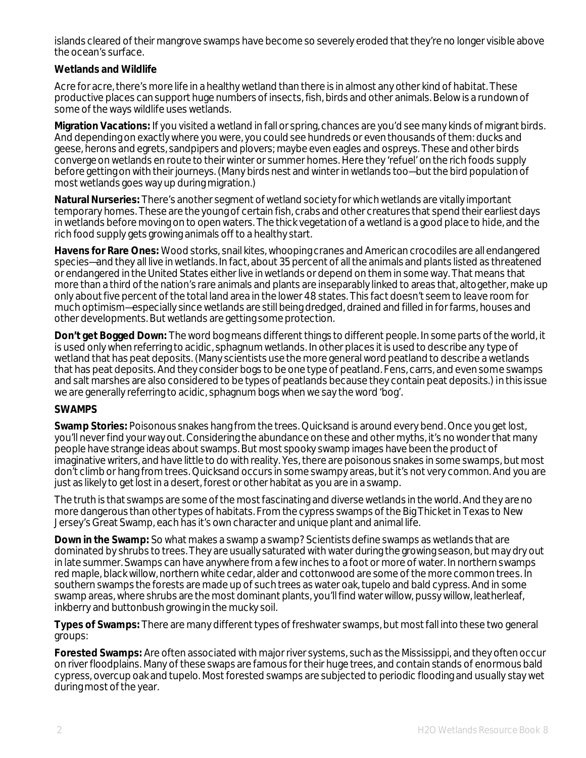islands cleared of their mangrove swamps have become so severely eroded that they're no longer visible above the ocean's surface.

**Wetlands and Wildlife**

Acre for acre, there's more life in a healthy wetland than there is in almost any other kind of habitat. These productive places can support huge numbers of insects, fish, birds and other animals. Below is a rundown of some of the ways wildlife uses wetlands.

**Migration Vacations:** If you visited a wetland in fall or spring, chances are you'd see many kinds of migrant birds. And depending on exactly where you were, you could see hundreds or even thousands of them: ducks and geese, herons and egrets, sandpipers and plovers; maybe even eagles and ospreys. These and other birds converge on wetlands en route to their winter or summer homes. Here they 'refuel' on the rich foods supply before getting on with their journeys. (Many birds nest and winter in wetlands too—but the bird population of most wetlands goes way up during migration.)

**Natural Nurseries:** There's another segment of wetland society for which wetlands are vitally important temporary homes. These are the young of certain fish, crabs and other creatures that spend their earliest days in wetlands before moving on to open waters. The thick vegetation of a wetland is a good place to hide, and the rich food supply gets growing animals off to a healthy start.

**Havens for Rare Ones:** Wood storks, snail kites, whooping cranes and American crocodiles are all endangered species—and they all live in wetlands. In fact, about 35 percent of all the animals and plants listed as threatened or endangered in the United States either live in wetlands or depend on them in some way. That means that more than a third of the nation's rare animals and plants are inseparably linked to areas that, altogether, make up only about five percent of the total land area in the lower 48 states. This fact doesn't seem to leave room for much optimism—especially since wetlands are still being dredged, drained and filled in for farms, houses and other developments. But wetlands are getting some protection.

**Don't get Bogged Down:** The word bog means different things to different people. In some parts of the world, it is used only when referring to acidic, sphagnum wetlands. In other places it is used to describe any type of wetland that has peat deposits. (Many scientists use the more general word peatland to describe a wetlands that has peat deposits. And they consider bogs to be one type of peatland. Fens, carrs, and even some swamps and salt marshes are also considered to be types of peatlands because they contain peat deposits.) in this issue we are generally referring to acidic, sphagnum bogs when we say the word 'bog'.

**SWAMPS**

**Swamp Stories:** Poisonous snakes hang from the trees. Quicksand is around every bend. Once you get lost, you'll never find your way out. Considering the abundance on these and other myths, it's no wonder that many people have strange ideas about swamps. But most spooky swamp images have been the product of imaginative writers, and have little to do with reality. Yes, there are poisonous snakes in some swamps, but most don't climb or hang from trees. Quicksand occurs in some swampy areas, but it's not very common. And you are just as likely to get lost in a desert, forest or other habitat as you are in a swamp.

The truth is that swamps are some of the most fascinating and diverse wetlands in the world. And they are no more dangerous than other types of habitats. From the cypress swamps of the Big Thicket in Texas to New Jersey's Great Swamp, each has it's own character and unique plant and animal life.

**Down in the Swamp:** So what makes a swamp a swamp? Scientists define swamps as wetlands that are dominated by shrubs to trees. They are usually saturated with water during the growing season, but may dry out in late summer. Swamps can have anywhere from a few inches to a foot or more of water. In northern swamps red maple, black willow, northern white cedar, alder and cottonwood are some of the more common trees. In southern swamps the forests are made up of such trees as water oak, tupelo and bald cypress. And in some swamp areas, where shrubs are the most dominant plants, you'll find water willow, pussy willow, leatherleaf, inkberry and buttonbush growing in the mucky soil.

**Types of Swamps:** There are many different types of freshwater swamps, but most fall into these two general groups:

**Forested Swamps:** Are often associated with major river systems, such as the Mississippi, and they often occur on river floodplains. Many of these swaps are famous for their huge trees, and contain stands of enormous bald cypress, overcup oak and tupelo. Most forested swamps are subjected to periodic flooding and usually stay wet during most of the year.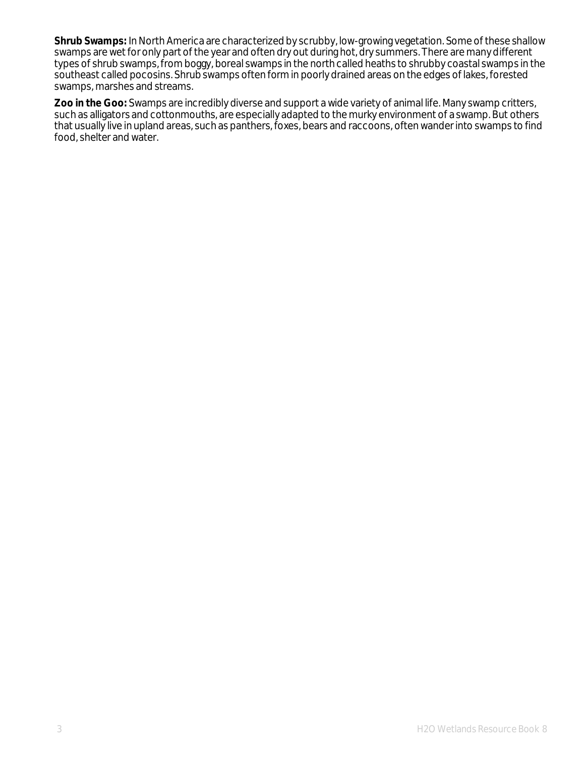**Shrub Swamps:** In North America are characterized by scrubby, low-growing vegetation. Some of these shallow swamps are wet for only part of the year and often dry out during hot, dry summers. There are many different types of shrub swamps, from boggy, boreal swamps in the north called heaths to shrubby coastal swamps in the southeast called pocosins. Shrub swamps often form in poorly drained areas on the edges of lakes, forested swamps, marshes and streams.

**Zoo in the Goo:** Swamps are incredibly diverse and support a wide variety of animal life. Many swamp critters, such as alligators and cottonmouths, are especially adapted to the murky environment of a swamp. But others that usually live in upland areas, such as panthers, foxes, bears and raccoons, often wander into swamps to find food, shelter and water.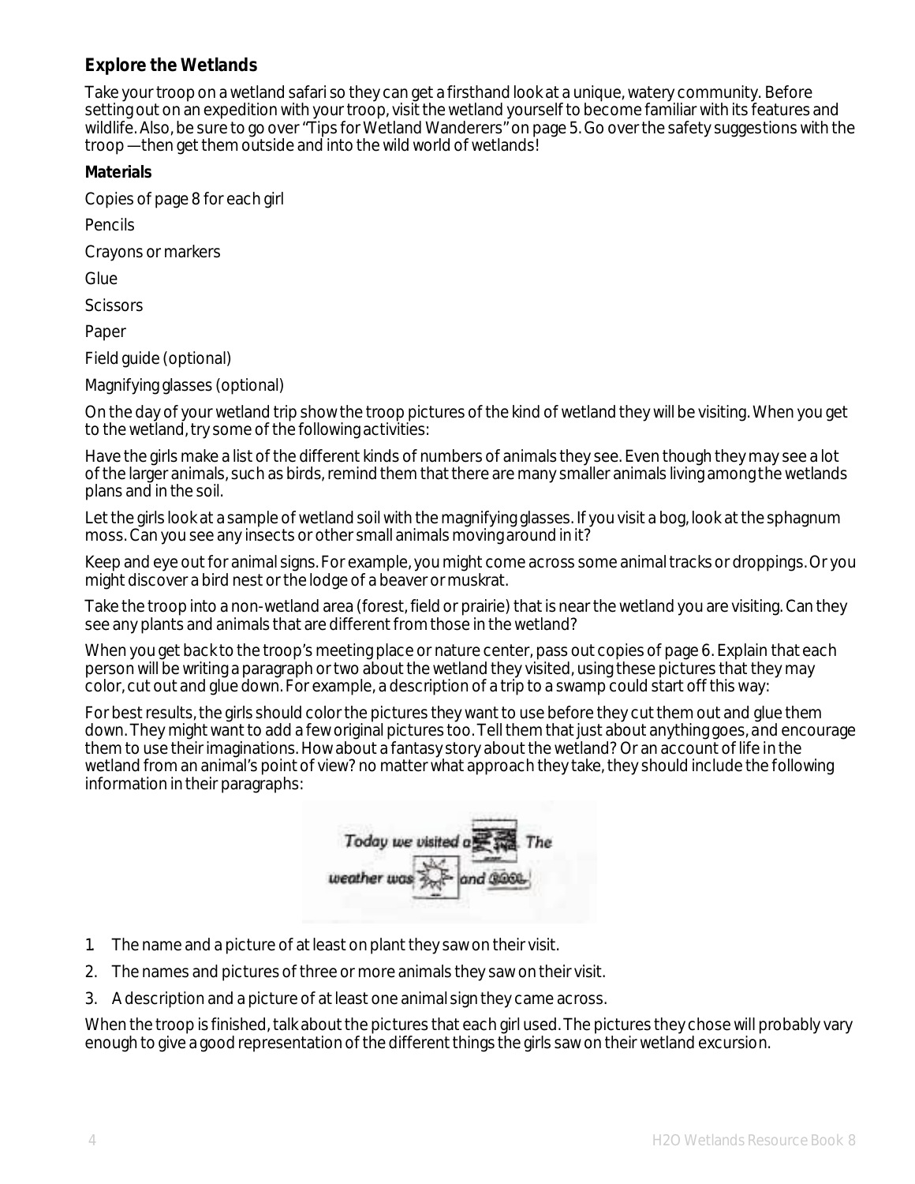### Explore the Wetlands

Take your troop on a wetland safari so they can get a firsthand look at a unique, watery community. Before setting out on an expedition with your troop, visit the wetland yourself to become familiar with its features and wildlife. Also, be sure to go over "Tips for Wetland Wanderers" on page 5. Go over the safety suggestions with the troop —then get them outside and into the wild world of wetlands!

**Materials**

Copies of page 8 for each girl

Pencils

Crayons or markers

Glue

Scissors

Paper

Field guide (optional)

Magnifying glasses (optional)

On the day of your wetland trip show the troop pictures of the kind of wetland they will be visiting. When you get to the wetland, try some of the following activities:

Have the girls make a list of the different kinds of numbers of animals they see. Even though they may see a lot of the larger animals, such as birds, remind them that there are many smaller animals living among the wetlands plans and in the soil.

Let the girls look at a sample of wetland soil with the magnifying glasses. If you visit a bog, look at the sphagnum moss. Can you see any insects or other small animals moving around in it?

Keep and eye out for animal signs. For example, you might come across some animal tracks or droppings. Or you might discover a bird nest or the lodge of a beaver or muskrat.

Take the troop into a non-wetland area (forest, field or prairie) that is near the wetland you are visiting. Can they see any plants and animals that are different from those in the wetland?

When you get back to the troop's meeting place or nature center, pass out copies of page 6. Explain that each person will be writing a paragraph or two about the wetland they visited, using these pictures that they may color, cut out and glue down. For example, a description of a trip to a swamp could start off this way:

For best results, the girls should color the pictures they want to use before they cut them out and glue them down. They might want to add a few original pictures too. Tell them that just about anything goes, and encourage them to use their imaginations. How about a fantasy story about the wetland? Or an account of life in the wetland from an animal's point of view? no matter what approach they take, they should include the following information in their paragraphs:

*Today we visited a* [picture] *The weather was* [picture] *and* cool.

1. The name and a picture of at least on plant they saw on their visit.
2. The names and pictures of three or more animals they saw on their visit.
3. A description and a picture of at least one animal sign they came across.

When the troop is finished, talk about the pictures that each girl used. The pictures they chose will probably vary enough to give a good representation of the different things the girls saw on their wetland excursion.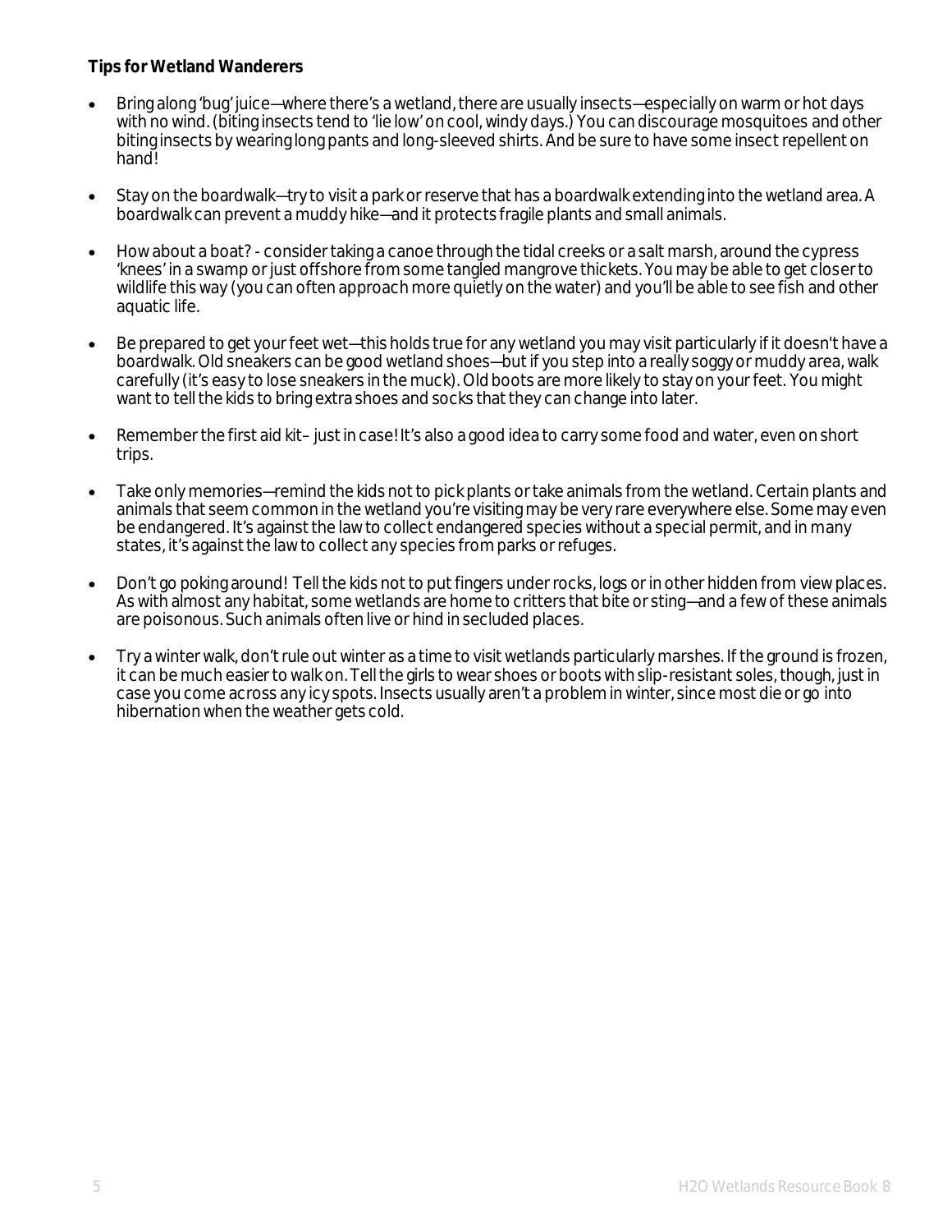**Tips for Wetland Wanderers**

- Bring along 'bug' juice—where there's a wetland, there are usually insects—especially on warm or hot days with no wind. (biting insects tend to 'lie low' on cool, windy days.) You can discourage mosquitoes and other biting insects by wearing long pants and long-sleeved shirts. And be sure to have some insect repellent on hand!

- Stay on the boardwalk—try to visit a park or reserve that has a boardwalk extending into the wetland area. A boardwalk can prevent a muddy hike—and it protects fragile plants and small animals.

- How about a boat? - consider taking a canoe through the tidal creeks or a salt marsh, around the cypress 'knees' in a swamp or just offshore from some tangled mangrove thickets. You may be able to get closer to wildlife this way (you can often approach more quietly on the water) and you'll be able to see fish and other aquatic life.

- Be prepared to get your feet wet—this holds true for any wetland you may visit particularly if it doesn't have a boardwalk. Old sneakers can be good wetland shoes—but if you step into a really soggy or muddy area, walk carefully (it's easy to lose sneakers in the muck). Old boots are more likely to stay on your feet. You might want to tell the kids to bring extra shoes and socks that they can change into later.

- Remember the first aid kit– just in case! It's also a good idea to carry some food and water, even on short trips.

- Take only memories—remind the kids not to pick plants or take animals from the wetland. Certain plants and animals that seem common in the wetland you're visiting may be very rare everywhere else. Some may even be endangered. It's against the law to collect endangered species without a special permit, and in many states, it's against the law to collect any species from parks or refuges.

- Don't go poking around! Tell the kids not to put fingers under rocks, logs or in other hidden from view places. As with almost any habitat, some wetlands are home to critters that bite or sting—and a few of these animals are poisonous. Such animals often live or hind in secluded places.

- Try a winter walk, don't rule out winter as a time to visit wetlands particularly marshes. If the ground is frozen, it can be much easier to walk on. Tell the girls to wear shoes or boots with slip-resistant soles, though, just in case you come across any icy spots. Insects usually aren't a problem in winter, since most die or go into hibernation when the weather gets cold.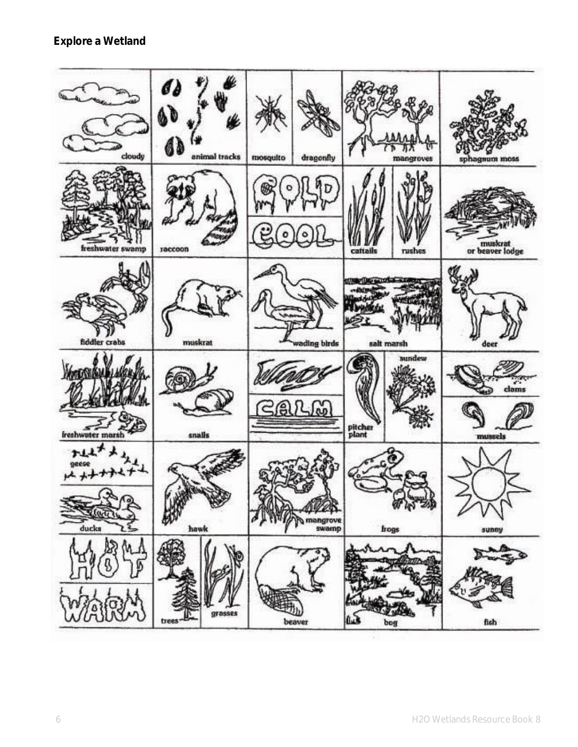**Explore a Wetland**

| cloudy | animal tracks | mosquito / dragonfly | mangroves | sphagnum moss |
|---|---|---|---|---|
| freshwater swamp | raccoon | COLD / COOL | cattails / rushes | muskrat or beaver lodge |
| fiddler crabs | muskrat | wading birds | salt marsh | deer |
| freshwater marsh | snails | WINDY / CALM | pitcher plant / sundew | clams / mussels |
| geese / ducks | hawk | mangrove swamp | frogs | sunny |
| HOT / WARM | trees / grasses | beaver | bog | fish |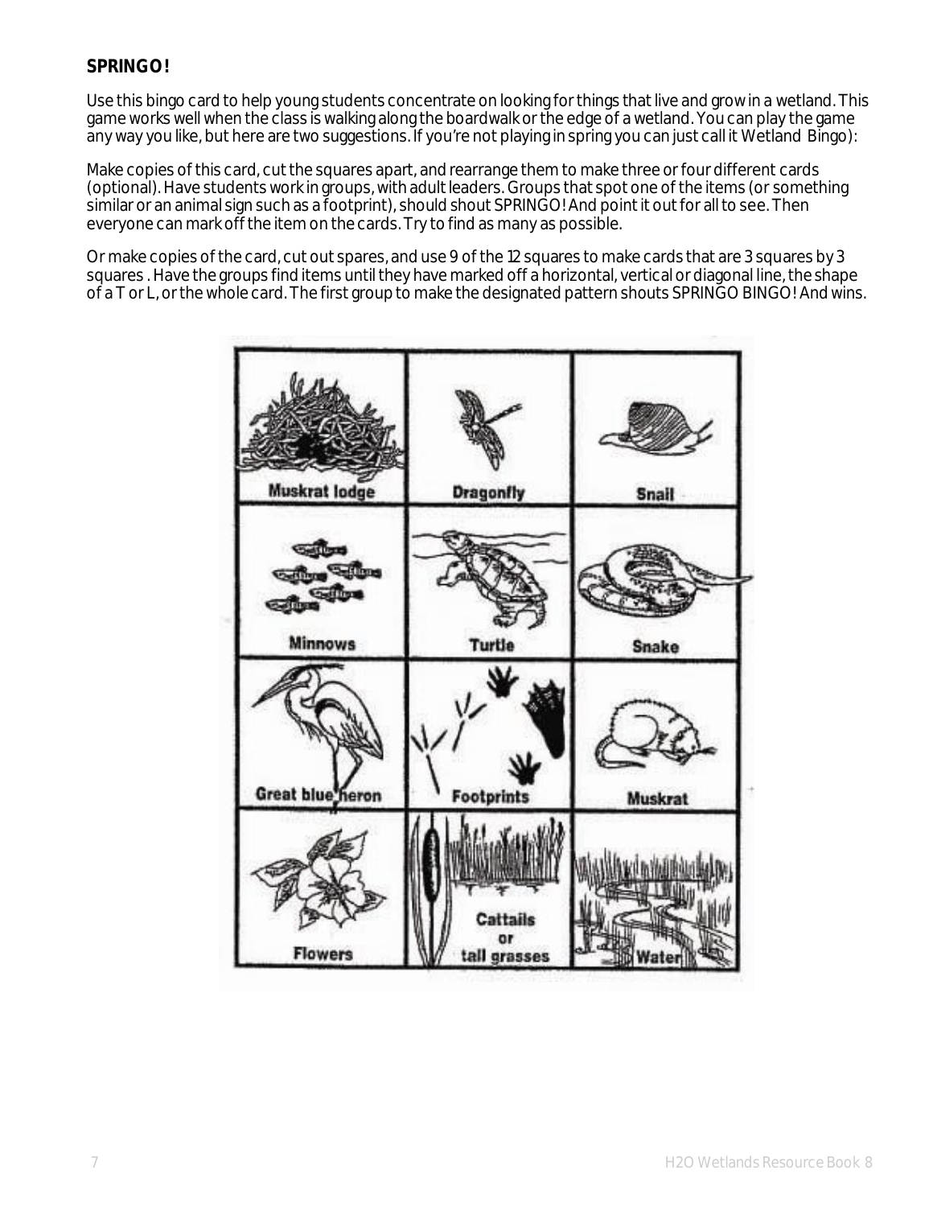**SPRINGO!**

Use this bingo card to help young students concentrate on looking for things that live and grow in a wetland. This game works well when the class is walking along the boardwalk or the edge of a wetland. You can play the game any way you like, but here are two suggestions. If you're not playing in spring you can just call it Wetland Bingo):

Make copies of this card, cut the squares apart, and rearrange them to make three or four different cards (optional). Have students work in groups, with adult leaders. Groups that spot one of the items (or something similar or an animal sign such as a footprint), should shout SPRINGO! And point it out for all to see. Then everyone can mark off the item on the cards. Try to find as many as possible.

Or make copies of the card, cut out spares, and use 9 of the 12 squares to make cards that are 3 squares by 3 squares . Have the groups find items until they have marked off a horizontal, vertical or diagonal line, the shape of a T or L, or the whole card. The first group to make the designated pattern shouts SPRINGO BINGO! And wins.

| | | |
|---|---|---|
| Muskrat lodge | Dragonfly | Snail |
| Minnows | Turtle | Snake |
| Great blue heron | Footprints | Muskrat |
| Flowers | Cattails or tall grasses | Water |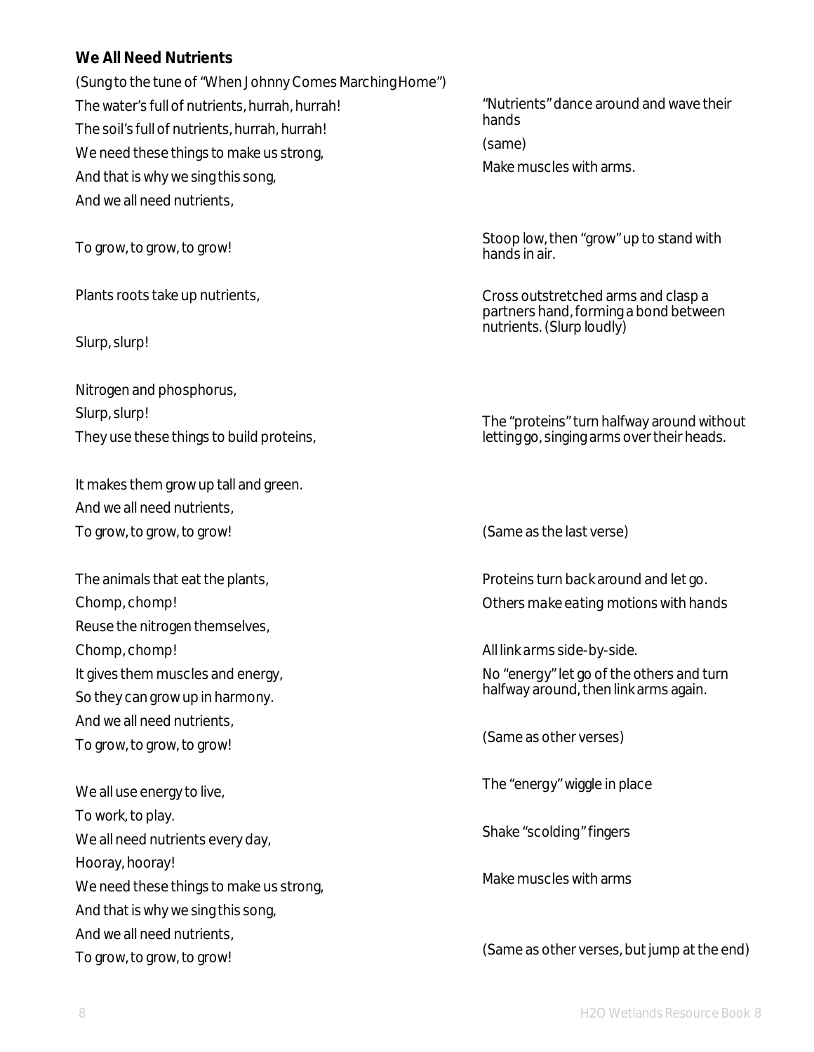### We All Need Nutrients

(Sung to the tune of "When Johnny Comes Marching Home")

| Lyrics | Actions |
|---|---|
| The water's full of nutrients, hurrah, hurrah! | "Nutrients" dance around and wave their hands |
| The soil's full of nutrients, hurrah, hurrah! | (same) |
| We need these things to make us strong, | Make muscles with arms. |
| And that is why we sing this song, | |
| And we all need nutrients, | |
| To grow, to grow, to grow! | Stoop low, then "grow" up to stand with hands in air. |
| Plants roots take up nutrients, | Cross outstretched arms and clasp a partners hand, forming a bond between nutrients. (Slurp loudly) |
| Slurp, slurp! | |
| Nitrogen and phosphorus, | |
| Slurp, slurp! | |
| They use these things to build proteins, | The "proteins" turn halfway around without letting go, singing arms over their heads. |
| It makes them grow up tall and green. | |
| And we all need nutrients, | |
| To grow, to grow, to grow! | (Same as the last verse) |
| The animals that eat the plants, | Proteins turn back around and let go. |
| Chomp, chomp! | Others make eating motions with hands |
| Reuse the nitrogen themselves, | |
| Chomp, chomp! | All link arms side-by-side. |
| It gives them muscles and energy, | No "energy" let go of the others and turn halfway around, then link arms again. |
| So they can grow up in harmony. | |
| And we all need nutrients, | |
| To grow, to grow, to grow! | (Same as other verses) |
| We all use energy to live, | The "energy" wiggle in place |
| To work, to play. | |
| We all need nutrients every day, | Shake "scolding" fingers |
| Hooray, hooray! | |
| We need these things to make us strong, | Make muscles with arms |
| And that is why we sing this song, | |
| And we all need nutrients, | |
| To grow, to grow, to grow! | (Same as other verses, but jump at the end) |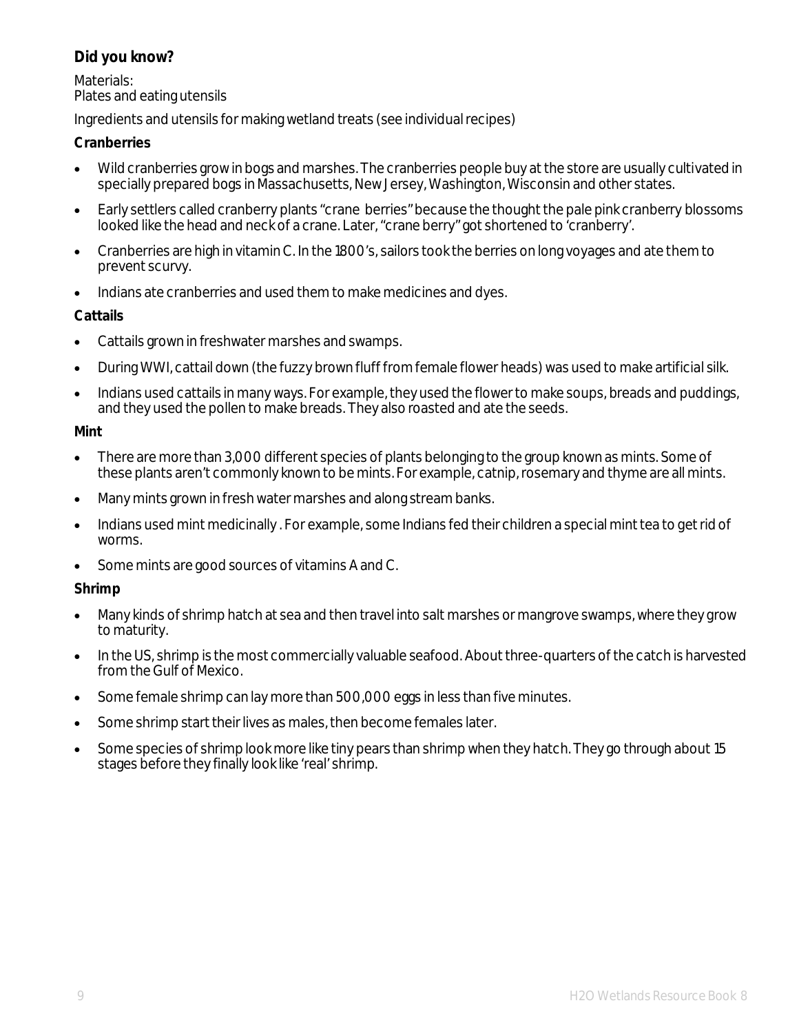**Did you know?**

Materials:
Plates and eating utensils

Ingredients and utensils for making wetland treats (see individual recipes)

**Cranberries**

- Wild cranberries grow in bogs and marshes. The cranberries people buy at the store are usually cultivated in specially prepared bogs in Massachusetts, New Jersey, Washington, Wisconsin and other states.
- Early settlers called cranberry plants "crane berries" because the thought the pale pink cranberry blossoms looked like the head and neck of a crane. Later, "crane berry" got shortened to 'cranberry'.
- Cranberries are high in vitamin C. In the 1800's, sailors took the berries on long voyages and ate them to prevent scurvy.
- Indians ate cranberries and used them to make medicines and dyes.

**Cattails**

- Cattails grown in freshwater marshes and swamps.
- During WWI, cattail down (the fuzzy brown fluff from female flower heads) was used to make artificial silk.
- Indians used cattails in many ways. For example, they used the flower to make soups, breads and puddings, and they used the pollen to make breads. They also roasted and ate the seeds.

**Mint**

- There are more than 3,000 different species of plants belonging to the group known as mints. Some of these plants aren't commonly known to be mints. For example, catnip, rosemary and thyme are all mints.
- Many mints grown in fresh water marshes and along stream banks.
- Indians used mint medicinally . For example, some Indians fed their children a special mint tea to get rid of worms.
- Some mints are good sources of vitamins A and C.

**Shrimp**

- Many kinds of shrimp hatch at sea and then travel into salt marshes or mangrove swamps, where they grow to maturity.
- In the US, shrimp is the most commercially valuable seafood. About three-quarters of the catch is harvested from the Gulf of Mexico.
- Some female shrimp can lay more than 500,000 eggs in less than five minutes.
- Some shrimp start their lives as males, then become females later.
- Some species of shrimp look more like tiny pears than shrimp when they hatch. They go through about 15 stages before they finally look like 'real' shrimp.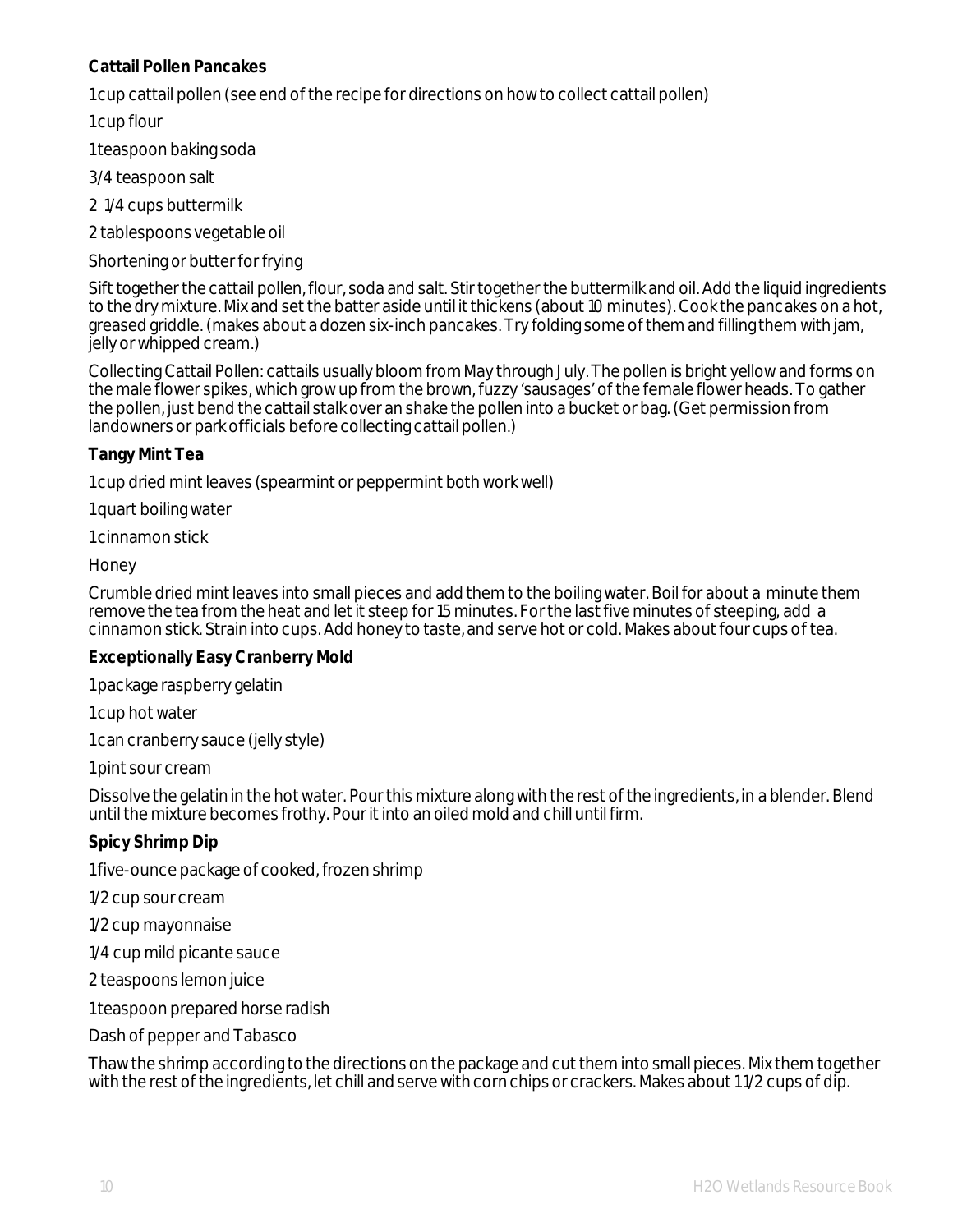**Cattail Pollen Pancakes**

1 cup cattail pollen (see end of the recipe for directions on how to collect cattail pollen)

1 cup flour

1 teaspoon baking soda

3/4 teaspoon salt

2 1/4 cups buttermilk

2 tablespoons vegetable oil

Shortening or butter for frying

Sift together the cattail pollen, flour, soda and salt. Stir together the buttermilk and oil. Add the liquid ingredients to the dry mixture. Mix and set the batter aside until it thickens (about 10 minutes). Cook the pancakes on a hot, greased griddle. (makes about a dozen six-inch pancakes. Try folding some of them and filling them with jam, jelly or whipped cream.)

Collecting Cattail Pollen: cattails usually bloom from May through July. The pollen is bright yellow and forms on the male flower spikes, which grow up from the brown, fuzzy 'sausages' of the female flower heads. To gather the pollen, just bend the cattail stalk over an shake the pollen into a bucket or bag. (Get permission from landowners or park officials before collecting cattail pollen.)

**Tangy Mint Tea**

1 cup dried mint leaves (spearmint or peppermint both work well)

1 quart boiling water

1 cinnamon stick

Honey

Crumble dried mint leaves into small pieces and add them to the boiling water. Boil for about a minute them remove the tea from the heat and let it steep for 15 minutes. For the last five minutes of steeping, add a cinnamon stick. Strain into cups. Add honey to taste, and serve hot or cold. Makes about four cups of tea.

**Exceptionally Easy Cranberry Mold**

1 package raspberry gelatin

1 cup hot water

1 can cranberry sauce (jelly style)

1 pint sour cream

Dissolve the gelatin in the hot water. Pour this mixture along with the rest of the ingredients, in a blender. Blend until the mixture becomes frothy. Pour it into an oiled mold and chill until firm.

**Spicy Shrimp Dip**

1 five-ounce package of cooked, frozen shrimp

1/2 cup sour cream

1/2 cup mayonnaise

1/4 cup mild picante sauce

2 teaspoons lemon juice

1 teaspoon prepared horse radish

Dash of pepper and Tabasco

Thaw the shrimp according to the directions on the package and cut them into small pieces. Mix them together with the rest of the ingredients, let chill and serve with corn chips or crackers. Makes about 1 1/2 cups of dip.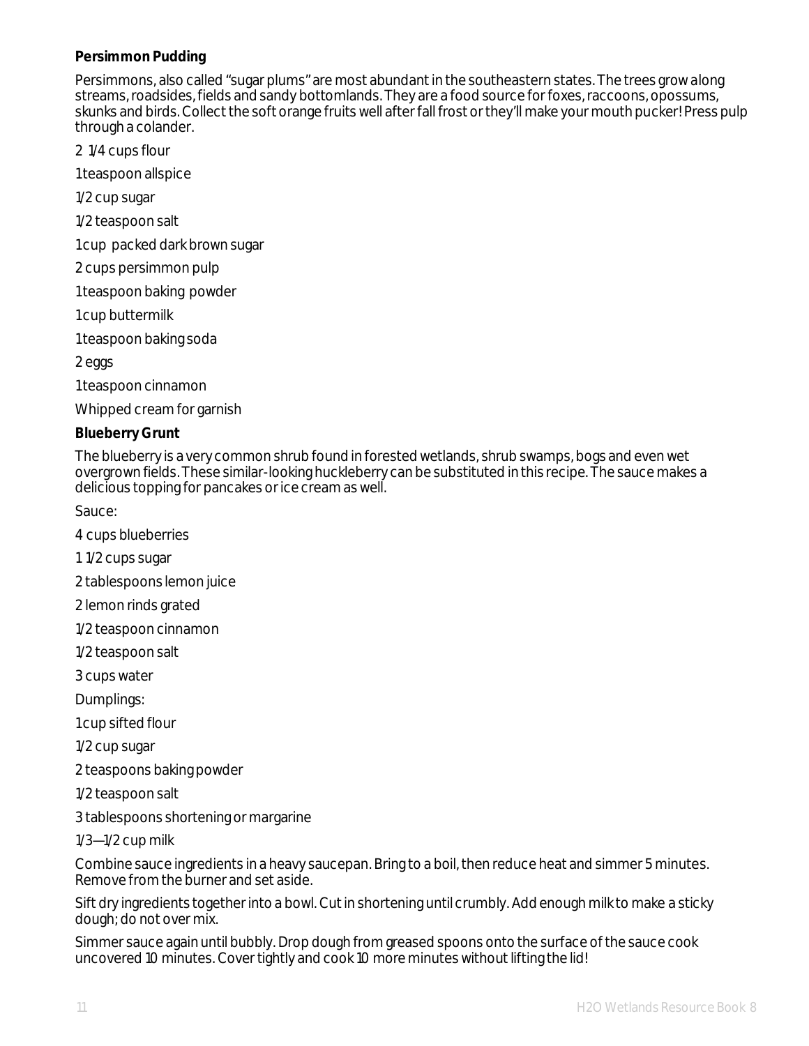**Persimmon Pudding**

Persimmons, also called "sugar plums" are most abundant in the southeastern states. The trees grow along streams, roadsides, fields and sandy bottomlands. They are a food source for foxes, raccoons, opossums, skunks and birds. Collect the soft orange fruits well after fall frost or they'll make your mouth pucker! Press pulp through a colander.

2 1/4 cups flour

1 teaspoon allspice

1/2 cup sugar

1/2 teaspoon salt

1 cup packed dark brown sugar

2 cups persimmon pulp

1 teaspoon baking powder

1 cup buttermilk

1 teaspoon baking soda

2 eggs

1 teaspoon cinnamon

Whipped cream for garnish

**Blueberry Grunt**

The blueberry is a very common shrub found in forested wetlands, shrub swamps, bogs and even wet overgrown fields. These similar-looking huckleberry can be substituted in this recipe. The sauce makes a delicious topping for pancakes or ice cream as well.

Sauce:

4 cups blueberries

1 1/2 cups sugar

2 tablespoons lemon juice

2 lemon rinds grated

1/2 teaspoon cinnamon

1/2 teaspoon salt

3 cups water

Dumplings:

1 cup sifted flour

1/2 cup sugar

2 teaspoons baking powder

1/2 teaspoon salt

3 tablespoons shortening or margarine

1/3—1/2 cup milk

Combine sauce ingredients in a heavy saucepan. Bring to a boil, then reduce heat and simmer 5 minutes. Remove from the burner and set aside.

Sift dry ingredients together into a bowl. Cut in shortening until crumbly. Add enough milk to make a sticky dough; do not over mix.

Simmer sauce again until bubbly. Drop dough from greased spoons onto the surface of the sauce cook uncovered 10 minutes. Cover tightly and cook 10 more minutes without lifting the lid!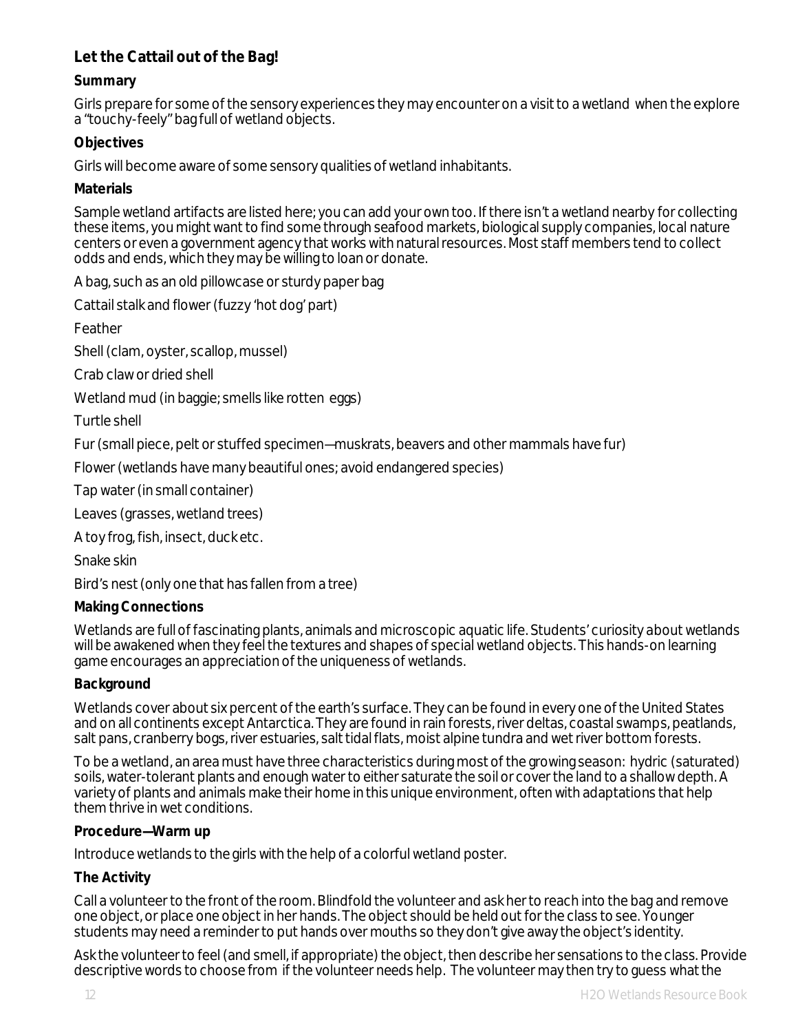## Let the Cattail out of the Bag!

### Summary

Girls prepare for some of the sensory experiences they may encounter on a visit to a wetland when the explore a "touchy-feely" bag full of wetland objects.

### Objectives

Girls will become aware of some sensory qualities of wetland inhabitants.

### Materials

Sample wetland artifacts are listed here; you can add your own too. If there isn't a wetland nearby for collecting these items, you might want to find some through seafood markets, biological supply companies, local nature centers or even a government agency that works with natural resources. Most staff members tend to collect odds and ends, which they may be willing to loan or donate.

A bag, such as an old pillowcase or sturdy paper bag

Cattail stalk and flower (fuzzy 'hot dog' part)

Feather

Shell (clam, oyster, scallop, mussel)

Crab claw or dried shell

Wetland mud (in baggie; smells like rotten eggs)

Turtle shell

Fur (small piece, pelt or stuffed specimen—muskrats, beavers and other mammals have fur)

Flower (wetlands have many beautiful ones; avoid endangered species)

Tap water (in small container)

Leaves (grasses, wetland trees)

A toy frog, fish, insect, duck etc.

Snake skin

Bird's nest (only one that has fallen from a tree)

### Making Connections

Wetlands are full of fascinating plants, animals and microscopic aquatic life. Students' curiosity about wetlands will be awakened when they feel the textures and shapes of special wetland objects. This hands-on learning game encourages an appreciation of the uniqueness of wetlands.

### Background

Wetlands cover about six percent of the earth's surface. They can be found in every one of the United States and on all continents except Antarctica. They are found in rain forests, river deltas, coastal swamps, peatlands, salt pans, cranberry bogs, river estuaries, salt tidal flats, moist alpine tundra and wet river bottom forests.

To be a wetland, an area must have three characteristics during most of the growing season: hydric (saturated) soils, water-tolerant plants and enough water to either saturate the soil or cover the land to a shallow depth. A variety of plants and animals make their home in this unique environment, often with adaptations that help them thrive in wet conditions.

### Procedure—Warm up

Introduce wetlands to the girls with the help of a colorful wetland poster.

### The Activity

Call a volunteer to the front of the room. Blindfold the volunteer and ask her to reach into the bag and remove one object, or place one object in her hands. The object should be held out for the class to see. Younger students may need a reminder to put hands over mouths so they don't give away the object's identity.

Ask the volunteer to feel (and smell, if appropriate) the object, then describe her sensations to the class. Provide descriptive words to choose from if the volunteer needs help. The volunteer may then try to guess what the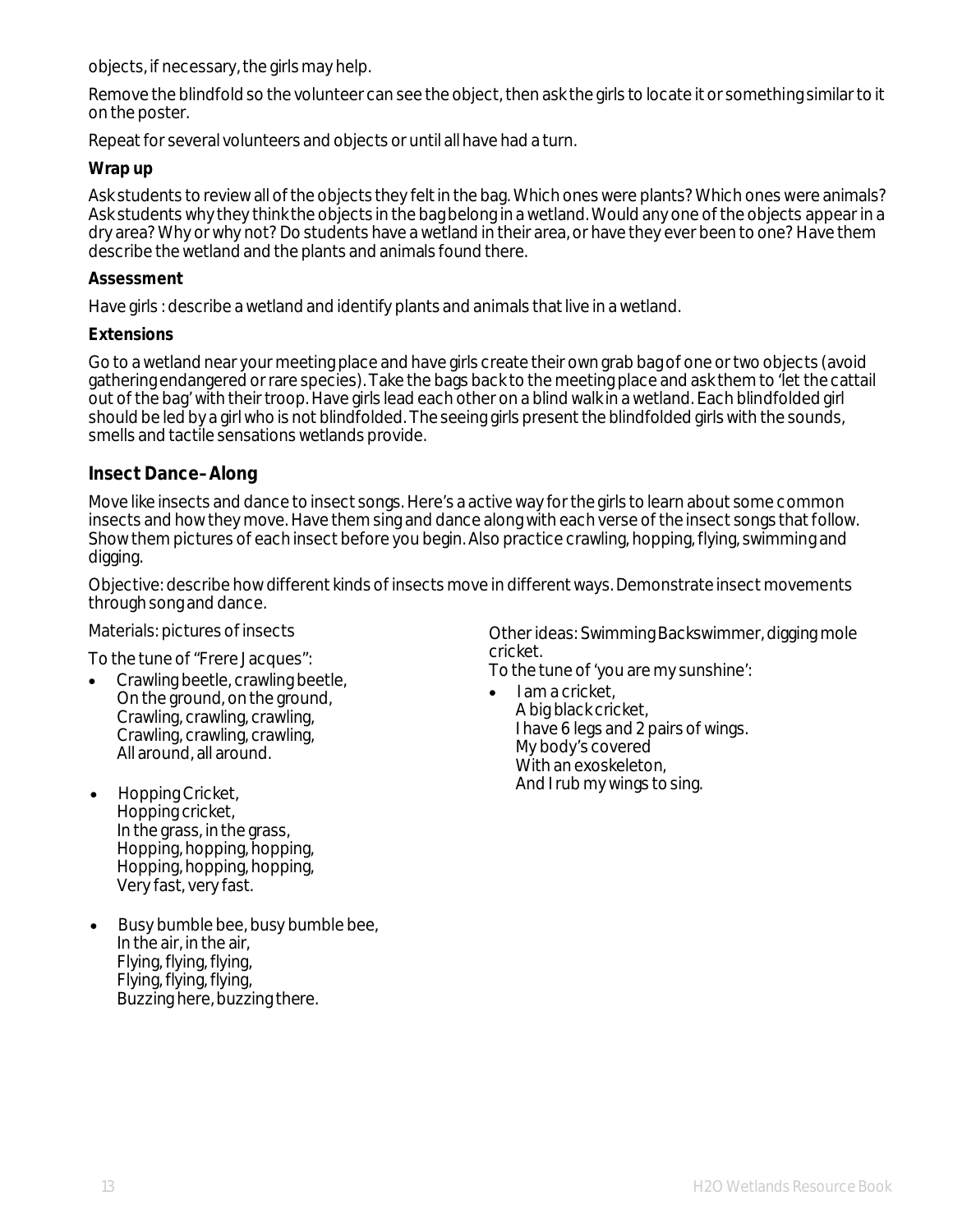objects, if necessary, the girls may help.

Remove the blindfold so the volunteer can see the object, then ask the girls to locate it or something similar to it on the poster.

Repeat for several volunteers and objects or until all have had a turn.

**Wrap up**

Ask students to review all of the objects they felt in the bag. Which ones were plants? Which ones were animals? Ask students why they think the objects in the bag belong in a wetland. Would any one of the objects appear in a dry area? Why or why not? Do students have a wetland in their area, or have they ever been to one? Have them describe the wetland and the plants and animals found there.

**Assessment**

Have girls : describe a wetland and identify plants and animals that live in a wetland.

**Extensions**

Go to a wetland near your meeting place and have girls create their own grab bag of one or two objects (avoid gathering endangered or rare species). Take the bags back to the meeting place and ask them to 'let the cattail out of the bag' with their troop. Have girls lead each other on a blind walk in a wetland. Each blindfolded girl should be led by a girl who is not blindfolded. The seeing girls present the blindfolded girls with the sounds, smells and tactile sensations wetlands provide.

## Insect Dance–Along

Move like insects and dance to insect songs. Here's a active way for the girls to learn about some common insects and how they move. Have them sing and dance along with each verse of the insect songs that follow. Show them pictures of each insect before you begin. Also practice crawling, hopping, flying, swimming and digging.

Objective: describe how different kinds of insects move in different ways. Demonstrate insect movements through song and dance.

Materials: pictures of insects

To the tune of "Frere Jacques":

- Crawling beetle, crawling beetle,
  On the ground, on the ground,
  Crawling, crawling, crawling,
  Crawling, crawling, crawling,
  All around, all around.

- Hopping Cricket,
  Hopping cricket,
  In the grass, in the grass,
  Hopping, hopping, hopping,
  Hopping, hopping, hopping,
  Very fast, very fast.

- Busy bumble bee, busy bumble bee,
  In the air, in the air,
  Flying, flying, flying,
  Flying, flying, flying,
  Buzzing here, buzzing there.

Other ideas: Swimming Backswimmer, digging mole cricket.

To the tune of 'you are my sunshine':

- I am a cricket,
  A big black cricket,
  I have 6 legs and 2 pairs of wings.
  My body's covered
  With an exoskeleton,
  And I rub my wings to sing.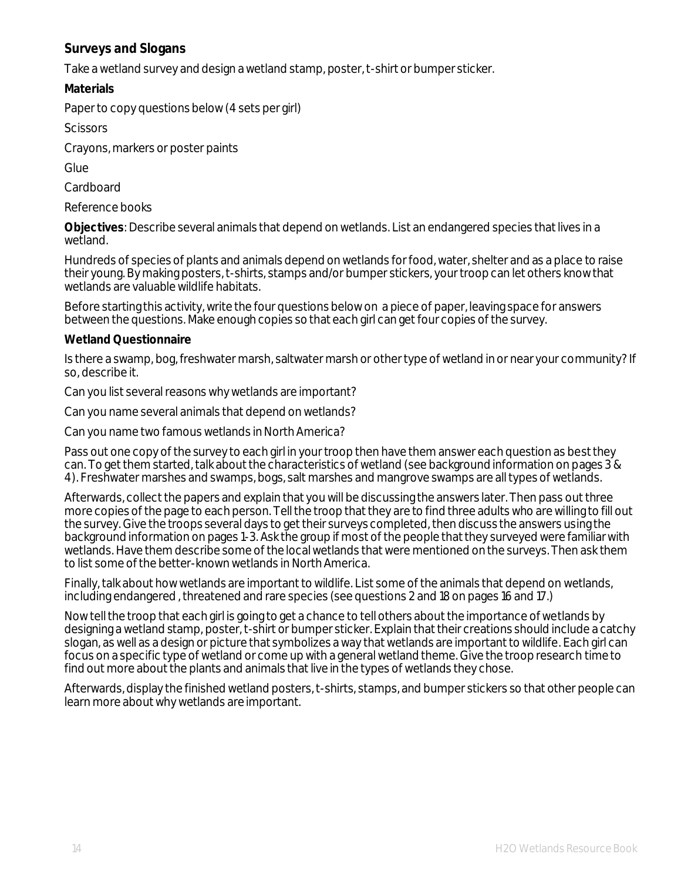## Surveys and Slogans

Take a wetland survey and design a wetland stamp, poster, t-shirt or bumper sticker.

**Materials**

Paper to copy questions below (4 sets per girl)

Scissors

Crayons, markers or poster paints

Glue

Cardboard

Reference books

**Objectives**: Describe several animals that depend on wetlands. List an endangered species that lives in a wetland.

Hundreds of species of plants and animals depend on wetlands for food, water, shelter and as a place to raise their young. By making posters, t-shirts, stamps and/or bumper stickers, your troop can let others know that wetlands are valuable wildlife habitats.

Before starting this activity, write the four questions below on a piece of paper, leaving space for answers between the questions. Make enough copies so that each girl can get four copies of the survey.

**Wetland Questionnaire**

Is there a swamp, bog, freshwater marsh, saltwater marsh or other type of wetland in or near your community? If so, describe it.

Can you list several reasons why wetlands are important?

Can you name several animals that depend on wetlands?

Can you name two famous wetlands in North America?

Pass out one copy of the survey to each girl in your troop then have them answer each question as best they can. To get them started, talk about the characteristics of wetland (see background information on pages 3 & 4). Freshwater marshes and swamps, bogs, salt marshes and mangrove swamps are all types of wetlands.

Afterwards, collect the papers and explain that you will be discussing the answers later. Then pass out three more copies of the page to each person. Tell the troop that they are to find three adults who are willing to fill out the survey. Give the troops several days to get their surveys completed, then discuss the answers using the background information on pages 1-3. Ask the group if most of the people that they surveyed were familiar with wetlands. Have them describe some of the local wetlands that were mentioned on the surveys. Then ask them to list some of the better-known wetlands in North America.

Finally, talk about how wetlands are important to wildlife. List some of the animals that depend on wetlands, including endangered , threatened and rare species (see questions 2 and 18 on pages 16 and 17.)

Now tell the troop that each girl is going to get a chance to tell others about the importance of wetlands by designing a wetland stamp, poster, t-shirt or bumper sticker. Explain that their creations should include a catchy slogan, as well as a design or picture that symbolizes a way that wetlands are important to wildlife. Each girl can focus on a specific type of wetland or come up with a general wetland theme. Give the troop research time to find out more about the plants and animals that live in the types of wetlands they chose.

Afterwards, display the finished wetland posters, t-shirts, stamps, and bumper stickers so that other people can learn more about why wetlands are important.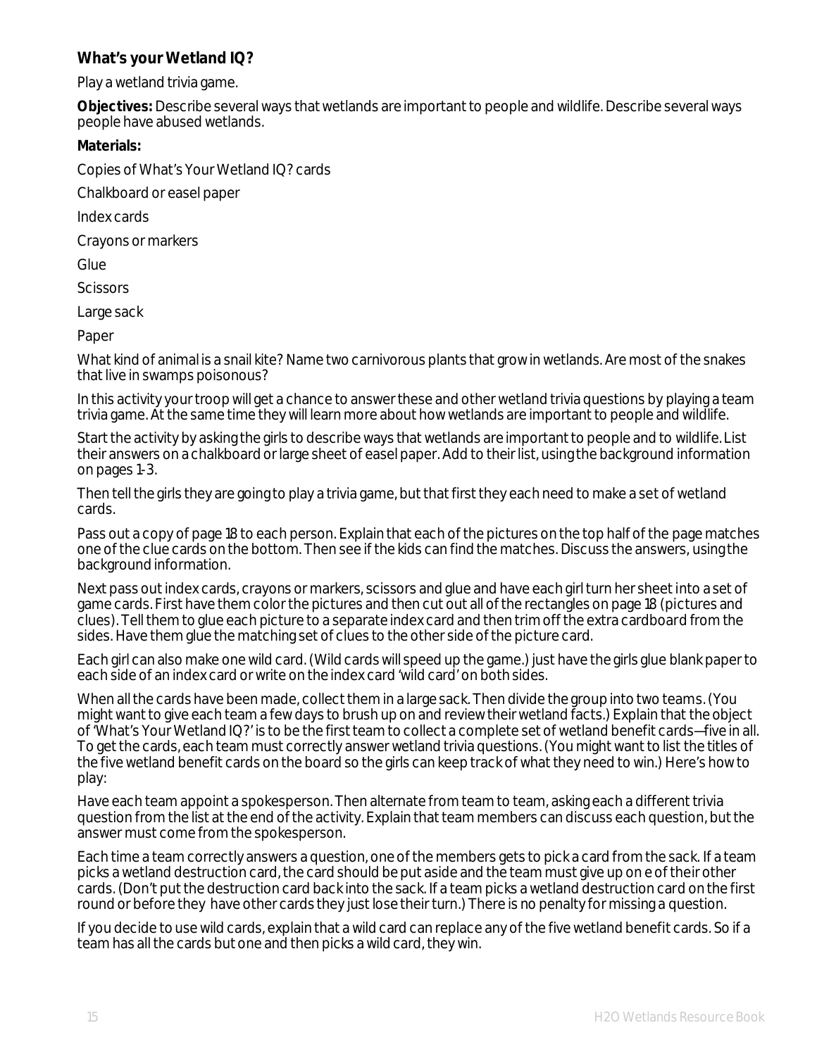## What's your Wetland IQ?

Play a wetland trivia game.

**Objectives:** Describe several ways that wetlands are important to people and wildlife. Describe several ways people have abused wetlands.

**Materials:**

Copies of What's Your Wetland IQ? cards

Chalkboard or easel paper

Index cards

Crayons or markers

Glue

Scissors

Large sack

Paper

What kind of animal is a snail kite? Name two carnivorous plants that grow in wetlands. Are most of the snakes that live in swamps poisonous?

In this activity your troop will get a chance to answer these and other wetland trivia questions by playing a team trivia game. At the same time they will learn more about how wetlands are important to people and wildlife.

Start the activity by asking the girls to describe ways that wetlands are important to people and to wildlife. List their answers on a chalkboard or large sheet of easel paper. Add to their list, using the background information on pages 1-3.

Then tell the girls they are going to play a trivia game, but that first they each need to make a set of wetland cards.

Pass out a copy of page 18 to each person. Explain that each of the pictures on the top half of the page matches one of the clue cards on the bottom. Then see if the kids can find the matches. Discuss the answers, using the background information.

Next pass out index cards, crayons or markers, scissors and glue and have each girl turn her sheet into a set of game cards. First have them color the pictures and then cut out all of the rectangles on page 18 (pictures and clues). Tell them to glue each picture to a separate index card and then trim off the extra cardboard from the sides. Have them glue the matching set of clues to the other side of the picture card.

Each girl can also make one wild card. (Wild cards will speed up the game.) just have the girls glue blank paper to each side of an index card or write on the index card 'wild card' on both sides.

When all the cards have been made, collect them in a large sack. Then divide the group into two teams. (You might want to give each team a few days to brush up on and review their wetland facts.) Explain that the object of 'What's Your Wetland IQ?' is to be the first team to collect a complete set of wetland benefit cards—five in all. To get the cards, each team must correctly answer wetland trivia questions. (You might want to list the titles of the five wetland benefit cards on the board so the girls can keep track of what they need to win.) Here's how to play:

Have each team appoint a spokesperson. Then alternate from team to team, asking each a different trivia question from the list at the end of the activity. Explain that team members can discuss each question, but the answer must come from the spokesperson.

Each time a team correctly answers a question, one of the members gets to pick a card from the sack. If a team picks a wetland destruction card, the card should be put aside and the team must give up on e of their other cards. (Don't put the destruction card back into the sack. If a team picks a wetland destruction card on the first round or before they have other cards they just lose their turn.) There is no penalty for missing a question.

If you decide to use wild cards, explain that a wild card can replace any of the five wetland benefit cards. So if a team has all the cards but one and then picks a wild card, they win.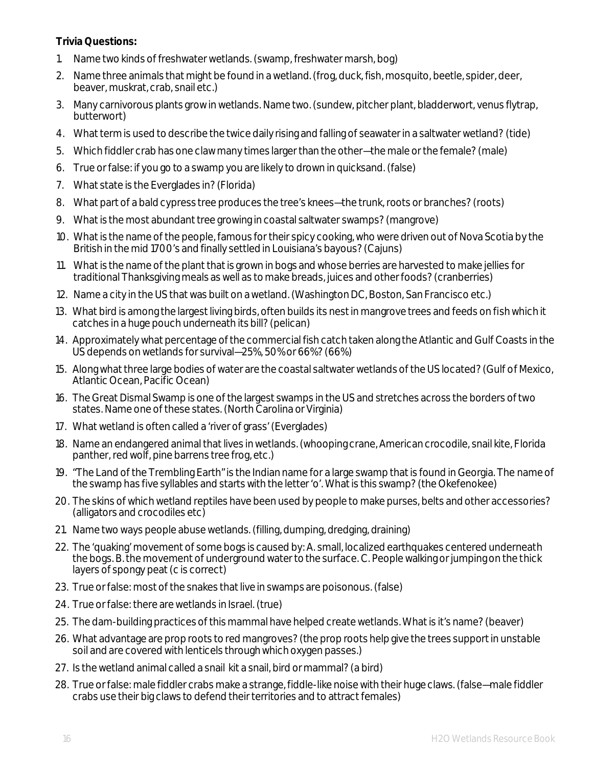**Trivia Questions:**

1. Name two kinds of freshwater wetlands. (swamp, freshwater marsh, bog)
2. Name three animals that might be found in a wetland. (frog, duck, fish, mosquito, beetle, spider, deer, beaver, muskrat, crab, snail etc.)
3. Many carnivorous plants grow in wetlands. Name two. (sundew, pitcher plant, bladderwort, venus flytrap, butterwort)
4. What term is used to describe the twice daily rising and falling of seawater in a saltwater wetland? (tide)
5. Which fiddler crab has one claw many times larger than the other—the male or the female? (male)
6. True or false: if you go to a swamp you are likely to drown in quicksand. (false)
7. What state is the Everglades in? (Florida)
8. What part of a bald cypress tree produces the tree's knees—the trunk, roots or branches? (roots)
9. What is the most abundant tree growing in coastal saltwater swamps? (mangrove)
10. What is the name of the people, famous for their spicy cooking, who were driven out of Nova Scotia by the British in the mid 1700's and finally settled in Louisiana's bayous? (Cajuns)
11. What is the name of the plant that is grown in bogs and whose berries are harvested to make jellies for traditional Thanksgiving meals as well as to make breads, juices and other foods? (cranberries)
12. Name a city in the US that was built on a wetland. (Washington DC, Boston, San Francisco etc.)
13. What bird is among the largest living birds, often builds its nest in mangrove trees and feeds on fish which it catches in a huge pouch underneath its bill? (pelican)
14. Approximately what percentage of the commercial fish catch taken along the Atlantic and Gulf Coasts in the US depends on wetlands for survival—25%, 50% or 66%? (66%)
15. Along what three large bodies of water are the coastal saltwater wetlands of the US located? (Gulf of Mexico, Atlantic Ocean, Pacific Ocean)
16. The Great Dismal Swamp is one of the largest swamps in the US and stretches across the borders of two states. Name one of these states. (North Carolina or Virginia)
17. What wetland is often called a 'river of grass' (Everglades)
18. Name an endangered animal that lives in wetlands. (whooping crane, American crocodile, snail kite, Florida panther, red wolf, pine barrens tree frog, etc.)
19. "The Land of the Trembling Earth" is the Indian name for a large swamp that is found in Georgia. The name of the swamp has five syllables and starts with the letter 'o'. What is this swamp? (the Okefenokee)
20. The skins of which wetland reptiles have been used by people to make purses, belts and other accessories? (alligators and crocodiles etc)
21. Name two ways people abuse wetlands. (filling, dumping, dredging, draining)
22. The 'quaking' movement of some bogs is caused by: A. small, localized earthquakes centered underneath the bogs. B. the movement of underground water to the surface. C. People walking or jumping on the thick layers of spongy peat (c is correct)
23. True or false: most of the snakes that live in swamps are poisonous. (false)
24. True or false: there are wetlands in Israel. (true)
25. The dam-building practices of this mammal have helped create wetlands. What is it's name? (beaver)
26. What advantage are prop roots to red mangroves? (the prop roots help give the trees support in unstable soil and are covered with lenticels through which oxygen passes.)
27. Is the wetland animal called a snail kit a snail, bird or mammal? (a bird)
28. True or false: male fiddler crabs make a strange, fiddle-like noise with their huge claws. (false—male fiddler crabs use their big claws to defend their territories and to attract females)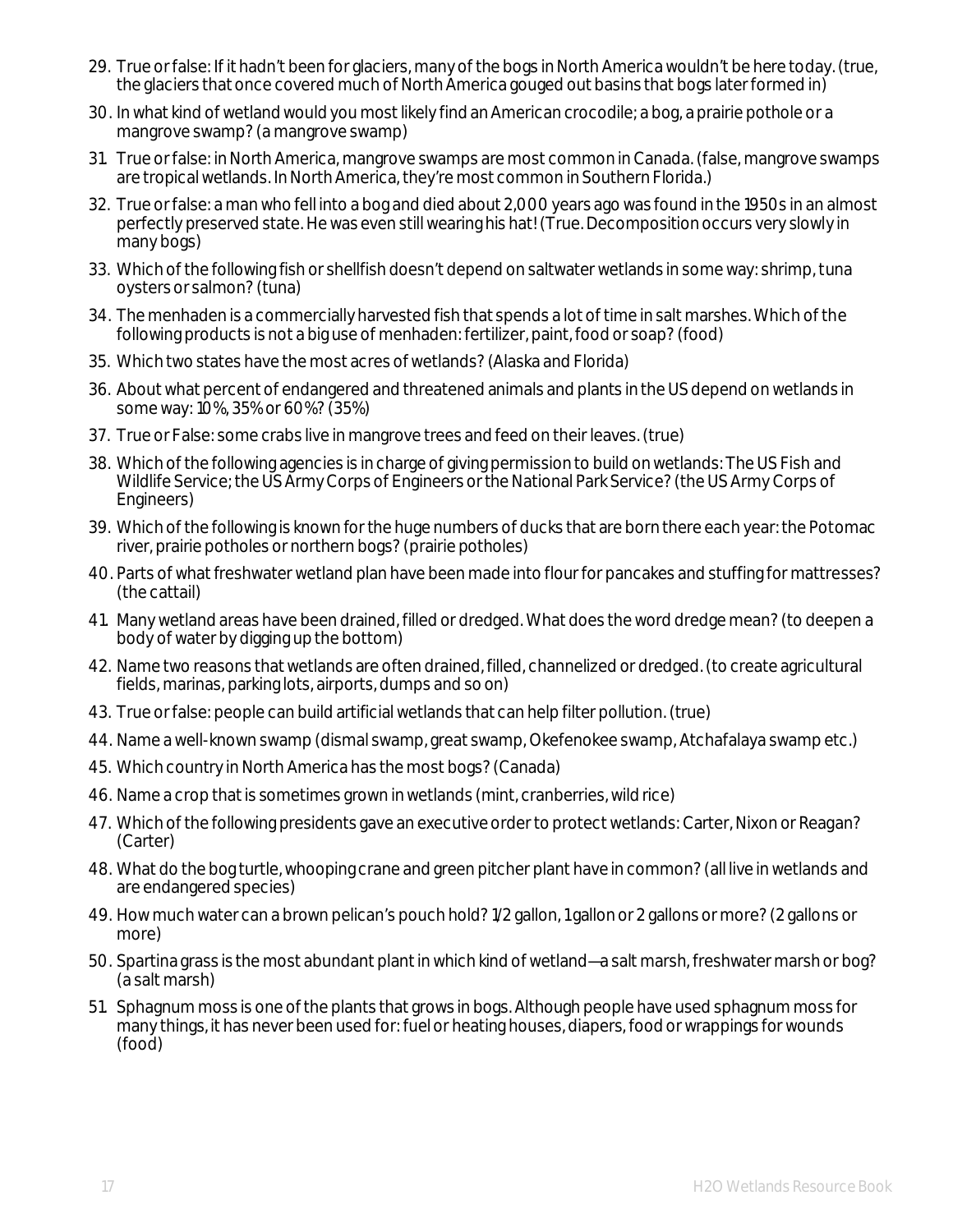29. True or false: If it hadn't been for glaciers, many of the bogs in North America wouldn't be here today. (true, the glaciers that once covered much of North America gouged out basins that bogs later formed in)
30. In what kind of wetland would you most likely find an American crocodile; a bog, a prairie pothole or a mangrove swamp? (a mangrove swamp)
31. True or false: in North America, mangrove swamps are most common in Canada. (false, mangrove swamps are tropical wetlands. In North America, they're most common in Southern Florida.)
32. True or false: a man who fell into a bog and died about 2,000 years ago was found in the 1950s in an almost perfectly preserved state. He was even still wearing his hat! (True. Decomposition occurs very slowly in many bogs)
33. Which of the following fish or shellfish doesn't depend on saltwater wetlands in some way: shrimp, tuna oysters or salmon? (tuna)
34. The menhaden is a commercially harvested fish that spends a lot of time in salt marshes. Which of the following products is not a big use of menhaden: fertilizer, paint, food or soap? (food)
35. Which two states have the most acres of wetlands? (Alaska and Florida)
36. About what percent of endangered and threatened animals and plants in the US depend on wetlands in some way: 10%, 35% or 60%? (35%)
37. True or False: some crabs live in mangrove trees and feed on their leaves. (true)
38. Which of the following agencies is in charge of giving permission to build on wetlands: The US Fish and Wildlife Service; the US Army Corps of Engineers or the National Park Service? (the US Army Corps of Engineers)
39. Which of the following is known for the huge numbers of ducks that are born there each year: the Potomac river, prairie potholes or northern bogs? (prairie potholes)
40. Parts of what freshwater wetland plan have been made into flour for pancakes and stuffing for mattresses? (the cattail)
41. Many wetland areas have been drained, filled or dredged. What does the word dredge mean? (to deepen a body of water by digging up the bottom)
42. Name two reasons that wetlands are often drained, filled, channelized or dredged. (to create agricultural fields, marinas, parking lots, airports, dumps and so on)
43. True or false: people can build artificial wetlands that can help filter pollution. (true)
44. Name a well-known swamp (dismal swamp, great swamp, Okefenokee swamp, Atchafalaya swamp etc.)
45. Which country in North America has the most bogs? (Canada)
46. Name a crop that is sometimes grown in wetlands (mint, cranberries, wild rice)
47. Which of the following presidents gave an executive order to protect wetlands: Carter, Nixon or Reagan? (Carter)
48. What do the bog turtle, whooping crane and green pitcher plant have in common? (all live in wetlands and are endangered species)
49. How much water can a brown pelican's pouch hold? 1/2 gallon, 1 gallon or 2 gallons or more? (2 gallons or more)
50. Spartina grass is the most abundant plant in which kind of wetland—a salt marsh, freshwater marsh or bog? (a salt marsh)
51. Sphagnum moss is one of the plants that grows in bogs. Although people have used sphagnum moss for many things, it has never been used for: fuel or heating houses, diapers, food or wrappings for wounds (food)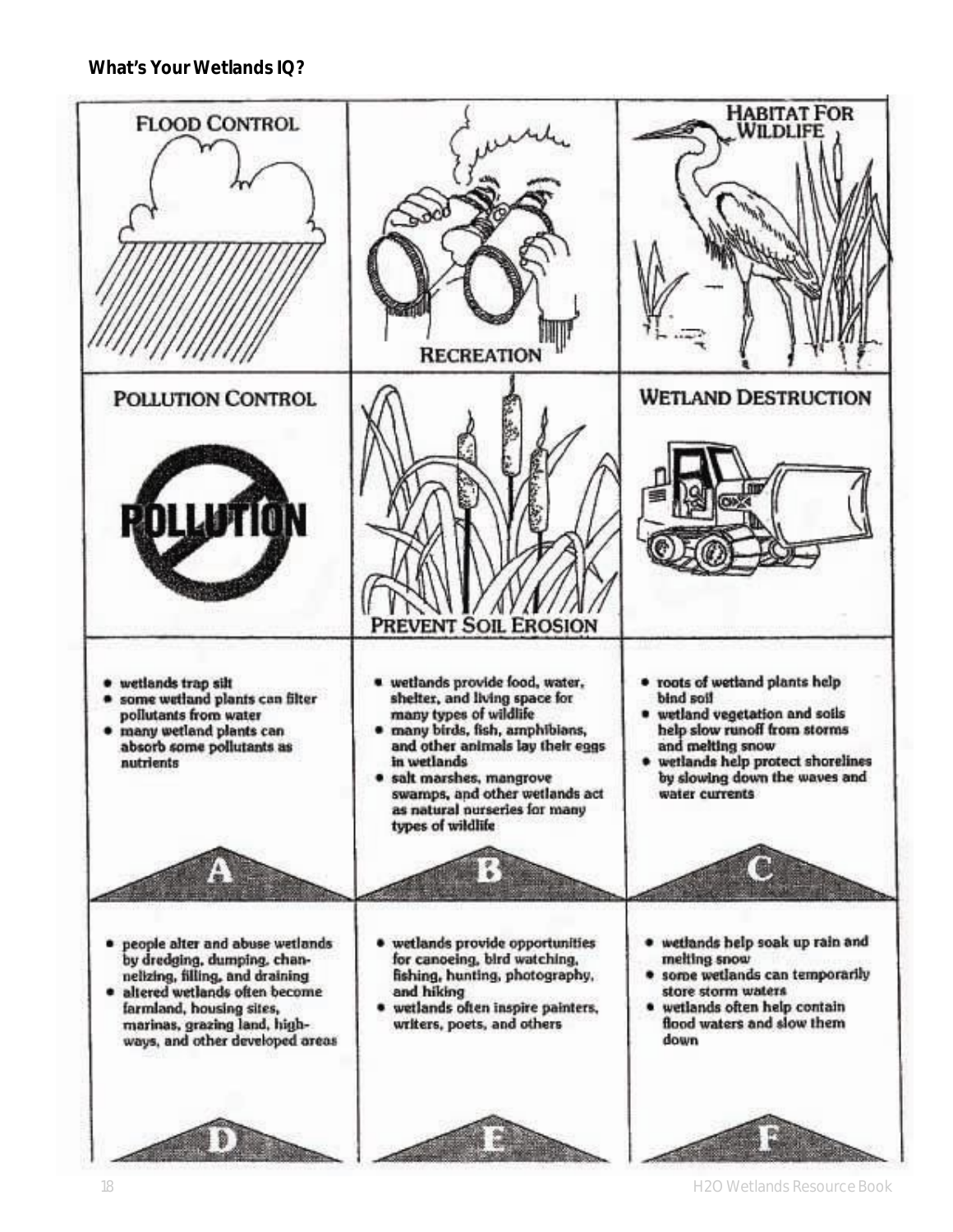**What's Your Wetlands IQ?**

| FLOOD CONTROL | RECREATION | HABITAT FOR WILDLIFE |
|---|---|---|
| **POLLUTION CONTROL** | **PREVENT SOIL EROSION** | **WETLAND DESTRUCTION** |

**A**

- wetlands trap silt
- some wetland plants can filter pollutants from water
- many wetland plants can absorb some pollutants as nutrients

**B**

- wetlands provide food, water, shelter, and living space for many types of wildlife
- many birds, fish, amphibians, and other animals lay their eggs in wetlands
- salt marshes, mangrove swamps, and other wetlands act as natural nurseries for many types of wildlife

**C**

- roots of wetland plants help bind soil
- wetland vegetation and soils help slow runoff from storms and melting snow
- wetlands help protect shorelines by slowing down the waves and water currents

**D**

- people alter and abuse wetlands by dredging, dumping, channelizing, filling, and draining
- altered wetlands often become farmland, housing sites, marinas, grazing land, highways, and other developed areas

**E**

- wetlands provide opportunities for canoeing, bird watching, fishing, hunting, photography, and hiking
- wetlands often inspire painters, writers, poets, and others

**F**

- wetlands help soak up rain and melting snow
- some wetlands can temporarily store storm waters
- wetlands often help contain flood waters and slow them down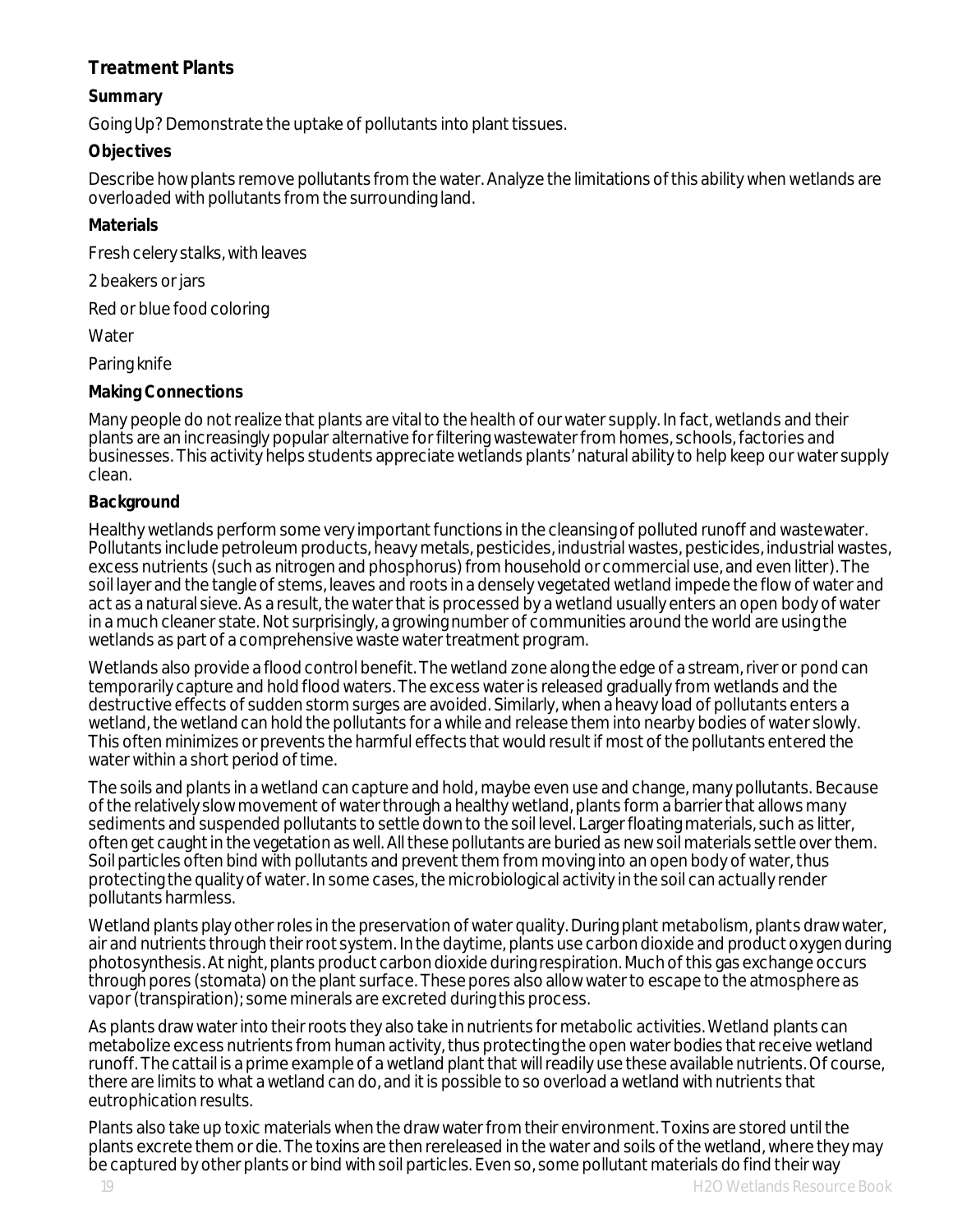## Treatment Plants

### Summary

Going Up? Demonstrate the uptake of pollutants into plant tissues.

### Objectives

Describe how plants remove pollutants from the water. Analyze the limitations of this ability when wetlands are overloaded with pollutants from the surrounding land.

### Materials

Fresh celery stalks, with leaves

2 beakers or jars

Red or blue food coloring

Water

Paring knife

### Making Connections

Many people do not realize that plants are vital to the health of our water supply. In fact, wetlands and their plants are an increasingly popular alternative for filtering wastewater from homes, schools, factories and businesses. This activity helps students appreciate wetlands plants' natural ability to help keep our water supply clean.

### Background

Healthy wetlands perform some very important functions in the cleansing of polluted runoff and wastewater. Pollutants include petroleum products, heavy metals, pesticides, industrial wastes, pesticides, industrial wastes, excess nutrients (such as nitrogen and phosphorus) from household or commercial use, and even litter). The soil layer and the tangle of stems, leaves and roots in a densely vegetated wetland impede the flow of water and act as a natural sieve. As a result, the water that is processed by a wetland usually enters an open body of water in a much cleaner state. Not surprisingly, a growing number of communities around the world are using the wetlands as part of a comprehensive waste water treatment program.

Wetlands also provide a flood control benefit. The wetland zone along the edge of a stream, river or pond can temporarily capture and hold flood waters. The excess water is released gradually from wetlands and the destructive effects of sudden storm surges are avoided. Similarly, when a heavy load of pollutants enters a wetland, the wetland can hold the pollutants for a while and release them into nearby bodies of water slowly. This often minimizes or prevents the harmful effects that would result if most of the pollutants entered the water within a short period of time.

The soils and plants in a wetland can capture and hold, maybe even use and change, many pollutants. Because of the relatively slow movement of water through a healthy wetland, plants form a barrier that allows many sediments and suspended pollutants to settle down to the soil level. Larger floating materials, such as litter, often get caught in the vegetation as well. All these pollutants are buried as new soil materials settle over them. Soil particles often bind with pollutants and prevent them from moving into an open body of water, thus protecting the quality of water. In some cases, the microbiological activity in the soil can actually render pollutants harmless.

Wetland plants play other roles in the preservation of water quality. During plant metabolism, plants draw water, air and nutrients through their root system. In the daytime, plants use carbon dioxide and product oxygen during photosynthesis. At night, plants product carbon dioxide during respiration. Much of this gas exchange occurs through pores (stomata) on the plant surface. These pores also allow water to escape to the atmosphere as vapor (transpiration); some minerals are excreted during this process.

As plants draw water into their roots they also take in nutrients for metabolic activities. Wetland plants can metabolize excess nutrients from human activity, thus protecting the open water bodies that receive wetland runoff. The cattail is a prime example of a wetland plant that will readily use these available nutrients. Of course, there are limits to what a wetland can do, and it is possible to so overload a wetland with nutrients that eutrophication results.

Plants also take up toxic materials when the draw water from their environment. Toxins are stored until the plants excrete them or die. The toxins are then rereleased in the water and soils of the wetland, where they may be captured by other plants or bind with soil particles. Even so, some pollutant materials do find their way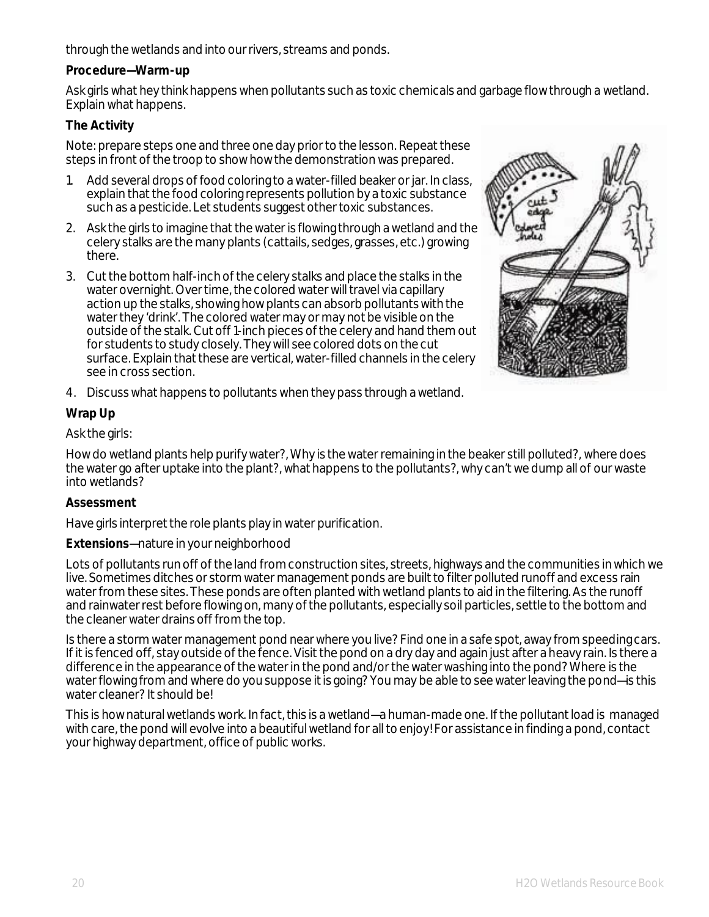through the wetlands and into our rivers, streams and ponds.

**Procedure—Warm-up**

Ask girls what hey think happens when pollutants such as toxic chemicals and garbage flow through a wetland. Explain what happens.

**The Activity**

Note: prepare steps one and three one day prior to the lesson. Repeat these steps in front of the troop to show how the demonstration was prepared.

1. Add several drops of food coloring to a water-filled beaker or jar. In class, explain that the food coloring represents pollution by a toxic substance such as a pesticide. Let students suggest other toxic substances.
2. Ask the girls to imagine that the water is flowing through a wetland and the celery stalks are the many plants (cattails, sedges, grasses, etc.) growing there.
3. Cut the bottom half-inch of the celery stalks and place the stalks in the water overnight. Over time, the colored water will travel via capillary action up the stalks, showing how plants can absorb pollutants with the water they 'drink'. The colored water may or may not be visible on the outside of the stalk. Cut off 1-inch pieces of the celery and hand them out for students to study closely. They will see colored dots on the cut surface. Explain that these are vertical, water-filled channels in the celery see in cross section.
4. Discuss what happens to pollutants when they pass through a wetland.

**Wrap Up**

Ask the girls:

How do wetland plants help purify water?, Why is the water remaining in the beaker still polluted?, where does the water go after uptake into the plant?, what happens to the pollutants?, why can't we dump all of our waste into wetlands?

**Assessment**

Have girls interpret the role plants play in water purification.

**Extensions**—nature in your neighborhood

Lots of pollutants run off of the land from construction sites, streets, highways and the communities in which we live. Sometimes ditches or storm water management ponds are built to filter polluted runoff and excess rain water from these sites. These ponds are often planted with wetland plants to aid in the filtering. As the runoff and rainwater rest before flowing on, many of the pollutants, especially soil particles, settle to the bottom and the cleaner water drains off from the top.

Is there a storm water management pond near where you live? Find one in a safe spot, away from speeding cars. If it is fenced off, stay outside of the fence. Visit the pond on a dry day and again just after a heavy rain. Is there a difference in the appearance of the water in the pond and/or the water washing into the pond? Where is the water flowing from and where do you suppose it is going? You may be able to see water leaving the pond—is this water cleaner? It should be!

This is how natural wetlands work. In fact, this is a wetland—a human-made one. If the pollutant load is managed with care, the pond will evolve into a beautiful wetland for all to enjoy! For assistance in finding a pond, contact your highway department, office of public works.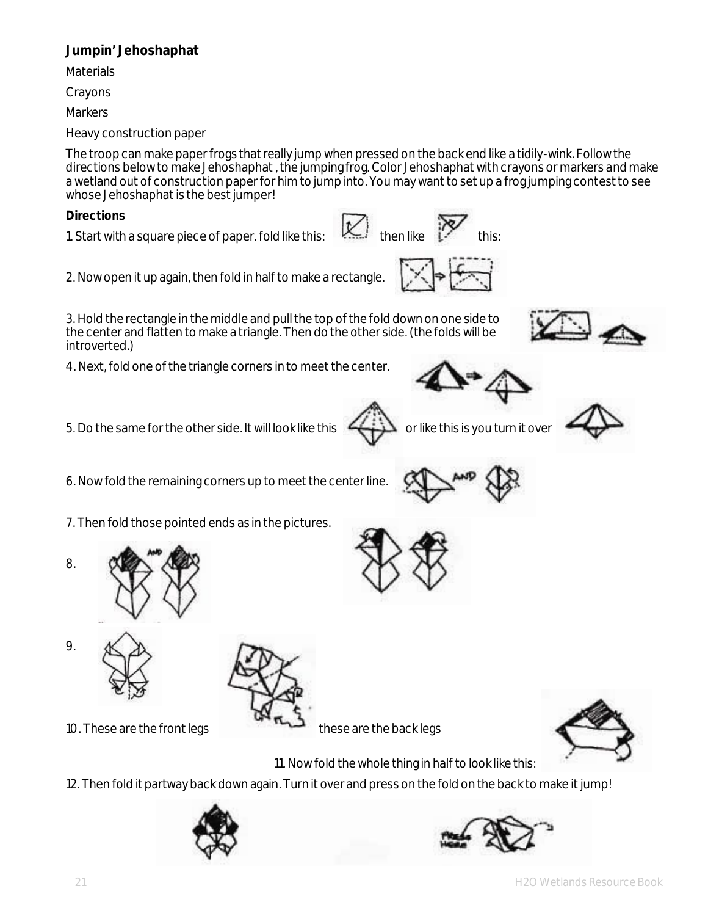**Jumpin' Jehoshaphat**

Materials

Crayons

Markers

Heavy construction paper

The troop can make paper frogs that really jump when pressed on the back end like a tidily-wink. Follow the directions below to make Jehoshaphat , the jumping frog. Color Jehoshaphat with crayons or markers and make a wetland out of construction paper for him to jump into. You may want to set up a frog jumping contest to see whose Jehoshaphat is the best jumper!

**Directions**

1. Start with a square piece of paper. fold like this: then like this:

2. Now open it up again, then fold in half to make a rectangle.

3. Hold the rectangle in the middle and pull the top of the fold down on one side to the center and flatten to make a triangle. Then do the other side. (the folds will be introverted.)

4. Next, fold one of the triangle corners in to meet the center.

5. Do the same for the other side. It will look like this or like this is you turn it over

6. Now fold the remaining corners up to meet the center line.

7. Then fold those pointed ends as in the pictures.

8.

9.

10. These are the front legs these are the back legs

11. Now fold the whole thing in half to look like this:

12. Then fold it partway back down again. Turn it over and press on the fold on the back to make it jump!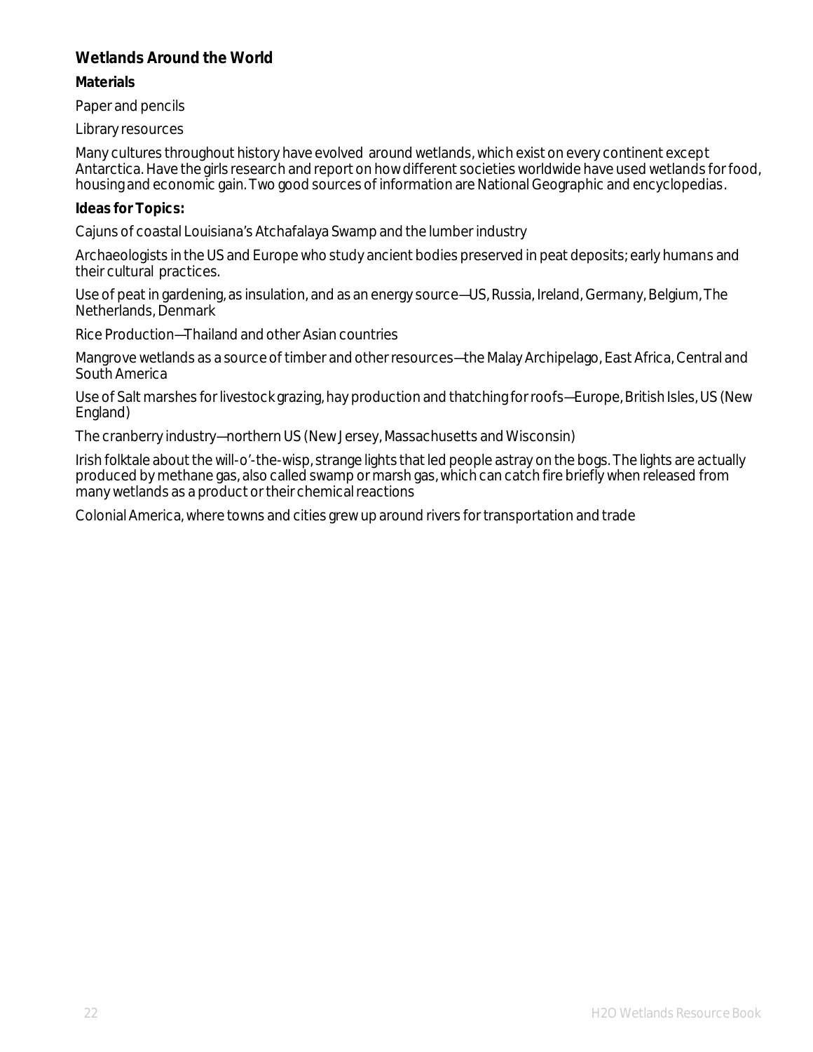## Wetlands Around the World

**Materials**

Paper and pencils

Library resources

Many cultures throughout history have evolved around wetlands, which exist on every continent except Antarctica. Have the girls research and report on how different societies worldwide have used wetlands for food, housing and economic gain. Two good sources of information are National Geographic and encyclopedias.

**Ideas for Topics:**

Cajuns of coastal Louisiana's Atchafalaya Swamp and the lumber industry

Archaeologists in the US and Europe who study ancient bodies preserved in peat deposits; early humans and their cultural practices.

Use of peat in gardening, as insulation, and as an energy source—US, Russia, Ireland, Germany, Belgium, The Netherlands, Denmark

Rice Production—Thailand and other Asian countries

Mangrove wetlands as a source of timber and other resources—the Malay Archipelago, East Africa, Central and South America

Use of Salt marshes for livestock grazing, hay production and thatching for roofs—Europe, British Isles, US (New England)

The cranberry industry—northern US (New Jersey, Massachusetts and Wisconsin)

Irish folktale about the will-o'-the-wisp, strange lights that led people astray on the bogs. The lights are actually produced by methane gas, also called swamp or marsh gas, which can catch fire briefly when released from many wetlands as a product or their chemical reactions

Colonial America, where towns and cities grew up around rivers for transportation and trade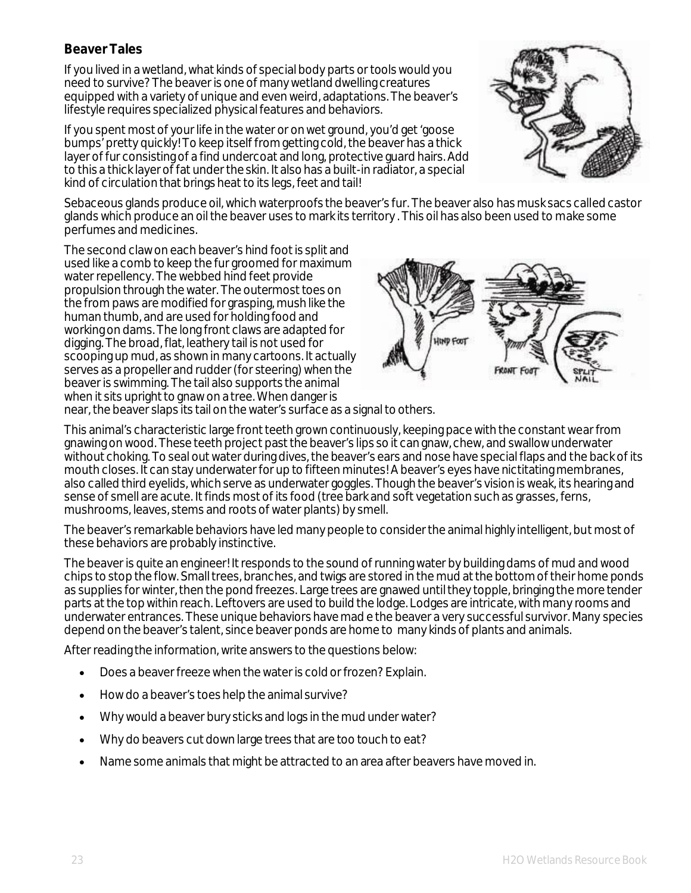### Beaver Tales

If you lived in a wetland, what kinds of special body parts or tools would you need to survive? The beaver is one of many wetland dwelling creatures equipped with a variety of unique and even weird, adaptations. The beaver's lifestyle requires specialized physical features and behaviors.

If you spent most of your life in the water or on wet ground, you'd get 'goose bumps' pretty quickly! To keep itself from getting cold, the beaver has a thick layer of fur consisting of a find undercoat and long, protective guard hairs. Add to this a thick layer of fat under the skin. It also has a built-in radiator, a special kind of circulation that brings heat to its legs, feet and tail!

Sebaceous glands produce oil, which waterproofs the beaver's fur. The beaver also has musk sacs called castor glands which produce an oil the beaver uses to mark its territory . This oil has also been used to make some perfumes and medicines.

The second claw on each beaver's hind foot is split and used like a comb to keep the fur groomed for maximum water repellency. The webbed hind feet provide propulsion through the water. The outermost toes on the from paws are modified for grasping, mush like the human thumb, and are used for holding food and working on dams. The long front claws are adapted for digging. The broad, flat, leathery tail is not used for scooping up mud, as shown in many cartoons. It actually serves as a propeller and rudder (for steering) when the beaver is swimming. The tail also supports the animal when it sits upright to gnaw on a tree. When danger is near, the beaver slaps its tail on the water's surface as a signal to others.

This animal's characteristic large front teeth grown continuously, keeping pace with the constant wear from gnawing on wood. These teeth project past the beaver's lips so it can gnaw, chew, and swallow underwater without choking. To seal out water during dives, the beaver's ears and nose have special flaps and the back of its mouth closes. It can stay underwater for up to fifteen minutes! A beaver's eyes have nictitating membranes, also called third eyelids, which serve as underwater goggles. Though the beaver's vision is weak, its hearing and sense of smell are acute. It finds most of its food (tree bark and soft vegetation such as grasses, ferns, mushrooms, leaves, stems and roots of water plants) by smell.

The beaver's remarkable behaviors have led many people to consider the animal highly intelligent, but most of these behaviors are probably instinctive.

The beaver is quite an engineer! It responds to the sound of running water by building dams of mud and wood chips to stop the flow. Small trees, branches, and twigs are stored in the mud at the bottom of their home ponds as supplies for winter, then the pond freezes. Large trees are gnawed until they topple, bringing the more tender parts at the top within reach. Leftovers are used to build the lodge. Lodges are intricate, with many rooms and underwater entrances. These unique behaviors have mad e the beaver a very successful survivor. Many species depend on the beaver's talent, since beaver ponds are home to many kinds of plants and animals.

After reading the information, write answers to the questions below:

- Does a beaver freeze when the water is cold or frozen? Explain.
- How do a beaver's toes help the animal survive?
- Why would a beaver bury sticks and logs in the mud under water?
- Why do beavers cut down large trees that are too touch to eat?
- Name some animals that might be attracted to an area after beavers have moved in.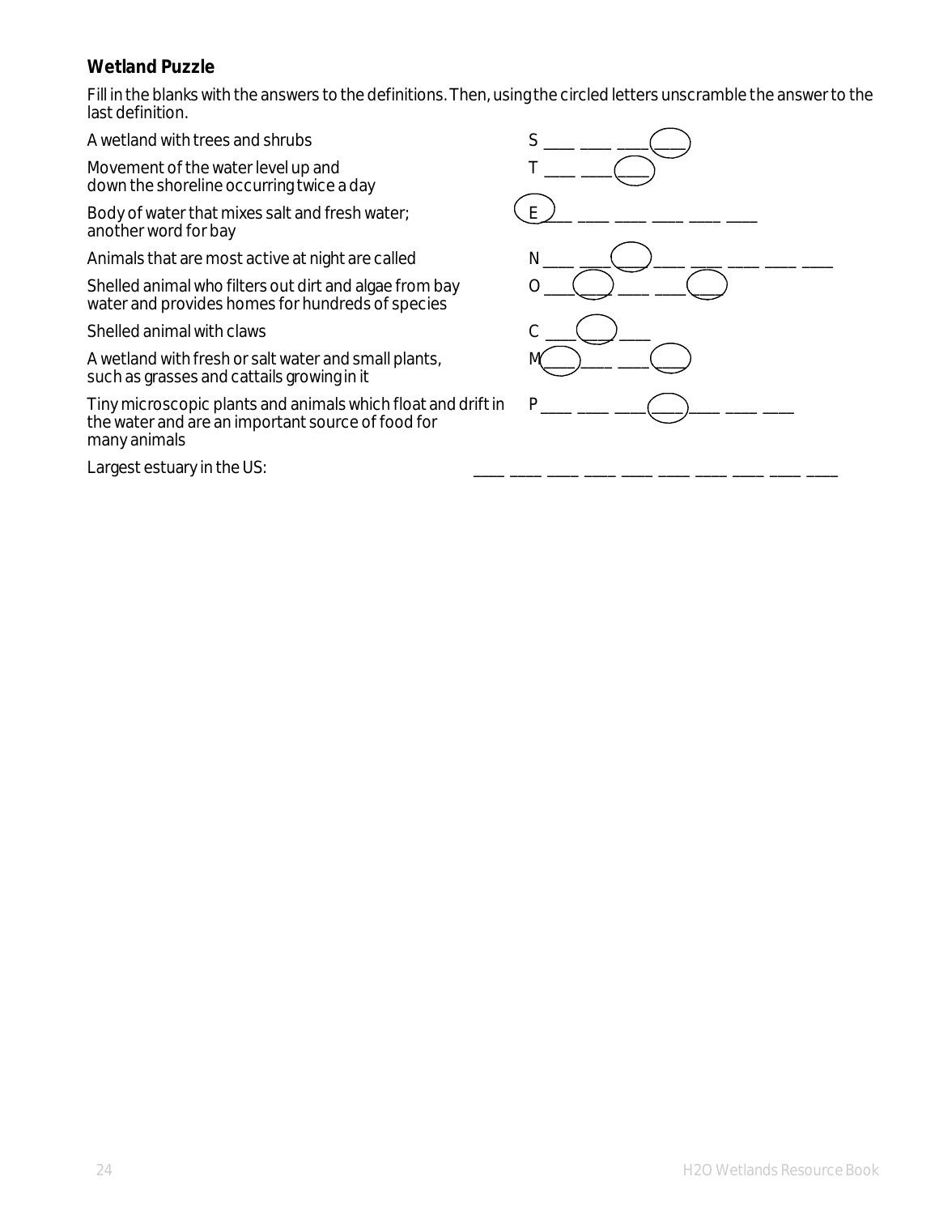**Wetland Puzzle**

Fill in the blanks with the answers to the definitions. Then, using the circled letters unscramble the answer to the last definition.

| Definition | Answer |
|---|---|
| A wetland with trees and shrubs | S ___ ___ ___ (___) |
| Movement of the water level up and down the shoreline occurring twice a day | T ___ ___ (___) |
| Body of water that mixes salt and fresh water; another word for bay | (E) ___ ___ ___ ___ ___ ___ |
| Animals that are most active at night are called | N ___ ___ (___) ___ ___ ___ ___ ___ |
| Shelled animal who filters out dirt and algae from bay water and provides homes for hundreds of species | O ___ (___) ___ ___ (___) |
| Shelled animal with claws | C ___ (___) ___ |
| A wetland with fresh or salt water and small plants, such as grasses and cattails growing in it | M (___) ___ ___ (___) |
| Tiny microscopic plants and animals which float and drift in the water and are an important source of food for many animals | P ___ ___ ___ (___) ___ ___ ___ |
| Largest estuary in the US: | ___ ___ ___ ___ ___ ___ ___ ___ ___ ___ |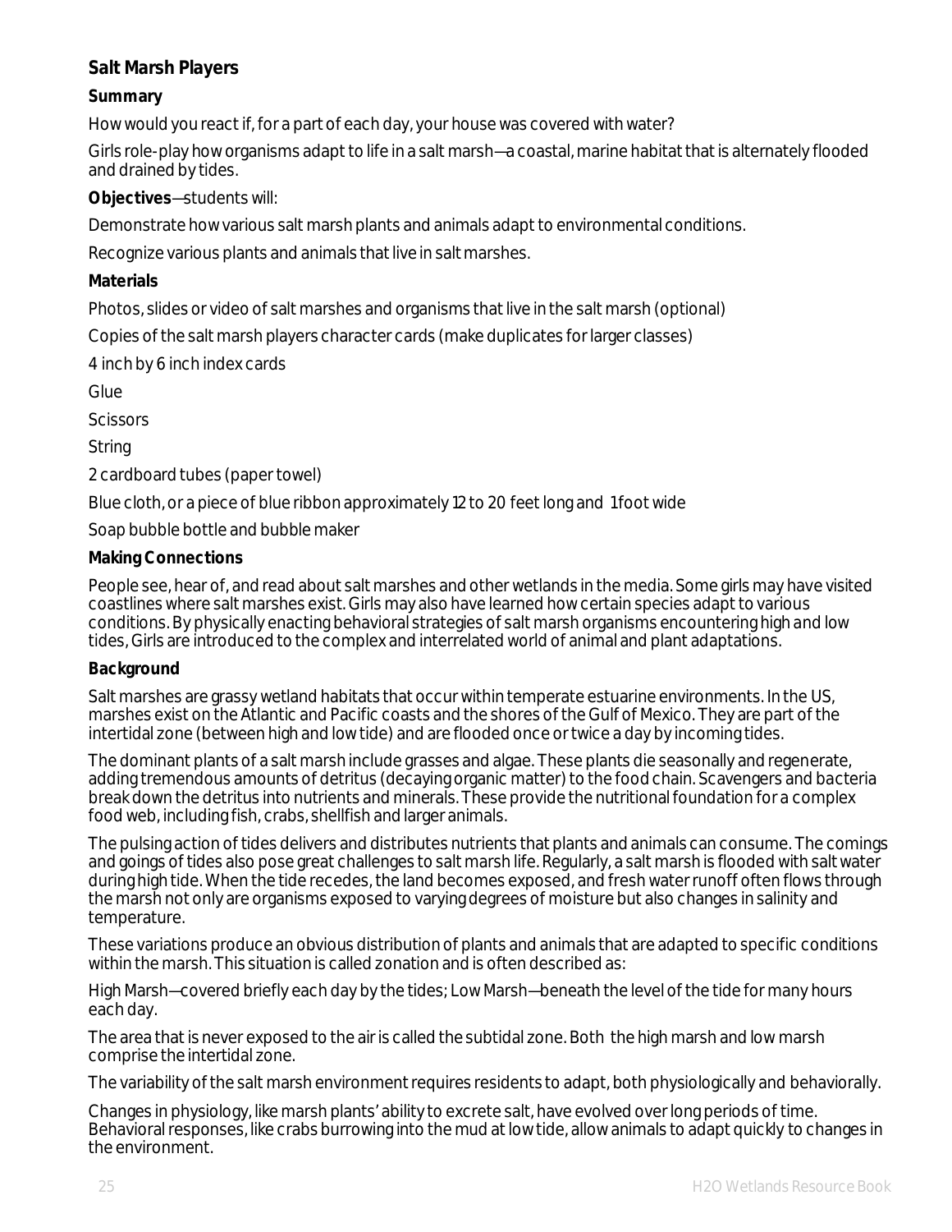## Salt Marsh Players

### Summary

How would you react if, for a part of each day, your house was covered with water?

Girls role-play how organisms adapt to life in a salt marsh—a coastal, marine habitat that is alternately flooded and drained by tides.

**Objectives**—students will:

Demonstrate how various salt marsh plants and animals adapt to environmental conditions.

Recognize various plants and animals that live in salt marshes.

### Materials

Photos, slides or video of salt marshes and organisms that live in the salt marsh (optional)

Copies of the salt marsh players character cards (make duplicates for larger classes)

4 inch by 6 inch index cards

Glue

Scissors

String

2 cardboard tubes (paper towel)

Blue cloth, or a piece of blue ribbon approximately 12 to 20 feet long and 1 foot wide

Soap bubble bottle and bubble maker

### Making Connections

People see, hear of, and read about salt marshes and other wetlands in the media. Some girls may have visited coastlines where salt marshes exist. Girls may also have learned how certain species adapt to various conditions. By physically enacting behavioral strategies of salt marsh organisms encountering high and low tides, Girls are introduced to the complex and interrelated world of animal and plant adaptations.

### Background

Salt marshes are grassy wetland habitats that occur within temperate estuarine environments. In the US, marshes exist on the Atlantic and Pacific coasts and the shores of the Gulf of Mexico. They are part of the intertidal zone (between high and low tide) and are flooded once or twice a day by incoming tides.

The dominant plants of a salt marsh include grasses and algae. These plants die seasonally and regenerate, adding tremendous amounts of detritus (decaying organic matter) to the food chain. Scavengers and bacteria break down the detritus into nutrients and minerals. These provide the nutritional foundation for a complex food web, including fish, crabs, shellfish and larger animals.

The pulsing action of tides delivers and distributes nutrients that plants and animals can consume. The comings and goings of tides also pose great challenges to salt marsh life. Regularly, a salt marsh is flooded with salt water during high tide. When the tide recedes, the land becomes exposed, and fresh water runoff often flows through the marsh not only are organisms exposed to varying degrees of moisture but also changes in salinity and temperature.

These variations produce an obvious distribution of plants and animals that are adapted to specific conditions within the marsh. This situation is called zonation and is often described as:

High Marsh—covered briefly each day by the tides; Low Marsh—beneath the level of the tide for many hours each day.

The area that is never exposed to the air is called the subtidal zone. Both the high marsh and low marsh comprise the intertidal zone.

The variability of the salt marsh environment requires residents to adapt, both physiologically and behaviorally.

Changes in physiology, like marsh plants' ability to excrete salt, have evolved over long periods of time. Behavioral responses, like crabs burrowing into the mud at low tide, allow animals to adapt quickly to changes in the environment.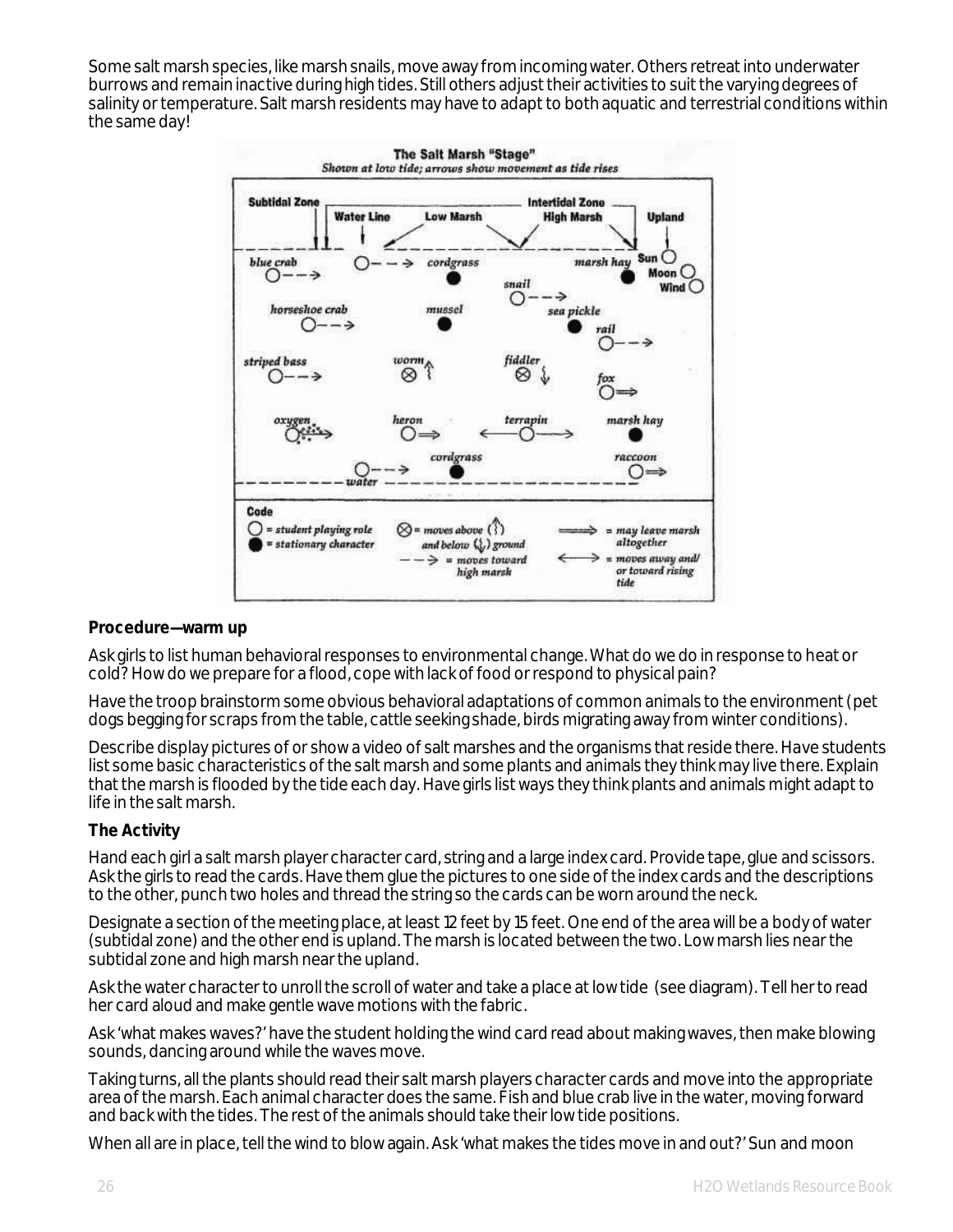Some salt marsh species, like marsh snails, move away from incoming water. Others retreat into underwater burrows and remain inactive during high tides. Still others adjust their activities to suit the varying degrees of salinity or temperature. Salt marsh residents may have to adapt to both aquatic and terrestrial conditions within the same day!

**The Salt Marsh "Stage"**

*Shown at low tide; arrows show movement as tide rises*

Code

- ○ = student playing role
- ● = stationary character
- ⊗ = moves above (↑) and below (↓) ground
- - - → = moves toward high marsh
- ⟹ = may leave marsh altogether
- ⟷ = moves away and/or toward rising tide

**Procedure—warm up**

Ask girls to list human behavioral responses to environmental change. What do we do in response to heat or cold? How do we prepare for a flood, cope with lack of food or respond to physical pain?

Have the troop brainstorm some obvious behavioral adaptations of common animals to the environment (pet dogs begging for scraps from the table, cattle seeking shade, birds migrating away from winter conditions).

Describe display pictures of or show a video of salt marshes and the organisms that reside there. Have students list some basic characteristics of the salt marsh and some plants and animals they think may live there. Explain that the marsh is flooded by the tide each day. Have girls list ways they think plants and animals might adapt to life in the salt marsh.

**The Activity**

Hand each girl a salt marsh player character card, string and a large index card. Provide tape, glue and scissors. Ask the girls to read the cards. Have them glue the pictures to one side of the index cards and the descriptions to the other, punch two holes and thread the string so the cards can be worn around the neck.

Designate a section of the meeting place, at least 12 feet by 15 feet. One end of the area will be a body of water (subtidal zone) and the other end is upland. The marsh is located between the two. Low marsh lies near the subtidal zone and high marsh near the upland.

Ask the water character to unroll the scroll of water and take a place at low tide (see diagram). Tell her to read her card aloud and make gentle wave motions with the fabric.

Ask 'what makes waves?' have the student holding the wind card read about making waves, then make blowing sounds, dancing around while the waves move.

Taking turns, all the plants should read their salt marsh players character cards and move into the appropriate area of the marsh. Each animal character does the same. Fish and blue crab live in the water, moving forward and back with the tides. The rest of the animals should take their low tide positions.

When all are in place, tell the wind to blow again. Ask 'what makes the tides move in and out?' Sun and moon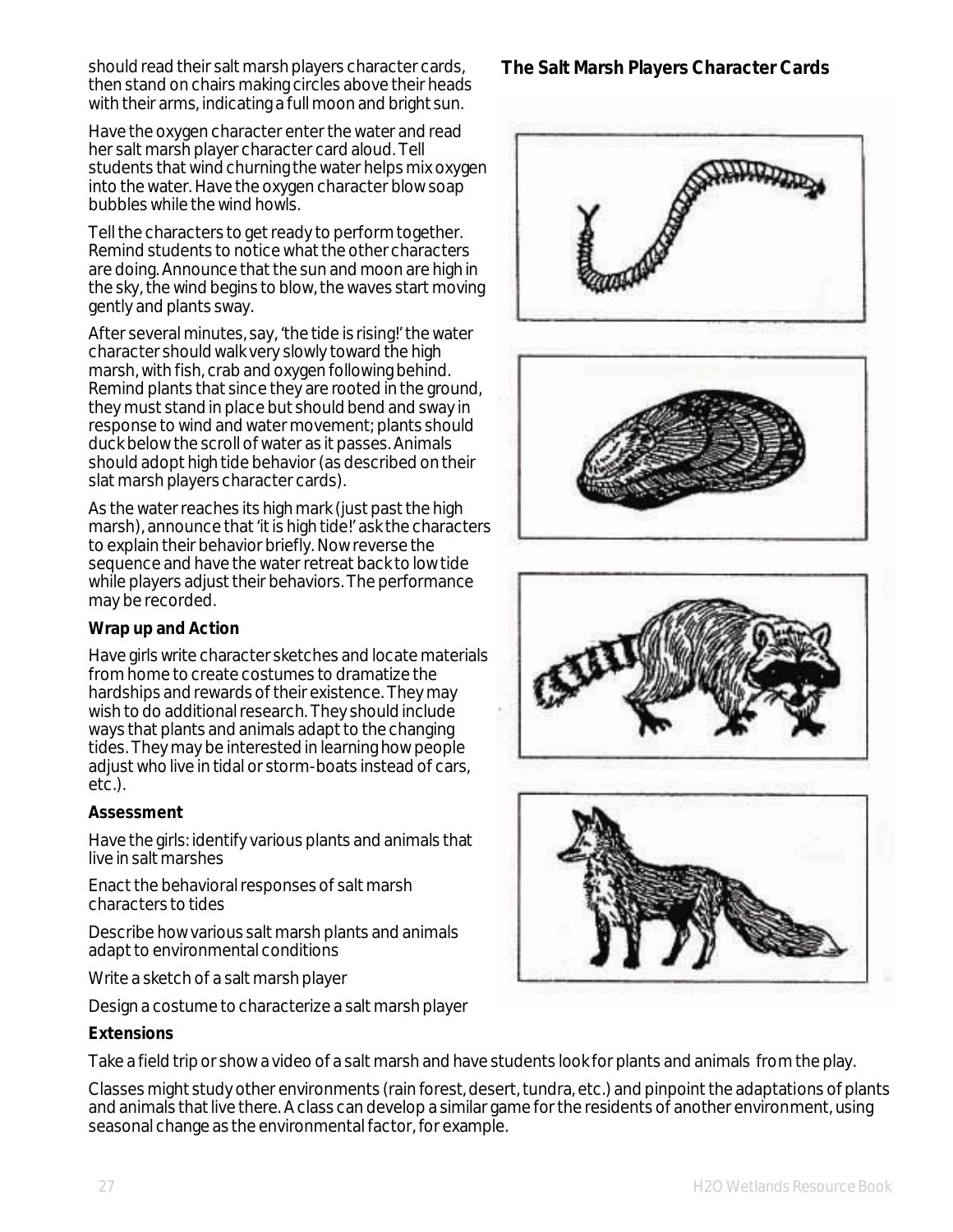should read their salt marsh players character cards, then stand on chairs making circles above their heads with their arms, indicating a full moon and bright sun.

Have the oxygen character enter the water and read her salt marsh player character card aloud. Tell students that wind churning the water helps mix oxygen into the water. Have the oxygen character blow soap bubbles while the wind howls.

Tell the characters to get ready to perform together. Remind students to notice what the other characters are doing. Announce that the sun and moon are high in the sky, the wind begins to blow, the waves start moving gently and plants sway.

After several minutes, say, 'the tide is rising!' the water character should walk very slowly toward the high marsh, with fish, crab and oxygen following behind. Remind plants that since they are rooted in the ground, they must stand in place but should bend and sway in response to wind and water movement; plants should duck below the scroll of water as it passes. Animals should adopt high tide behavior (as described on their slat marsh players character cards).

As the water reaches its high mark (just past the high marsh), announce that 'it is high tide!' ask the characters to explain their behavior briefly. Now reverse the sequence and have the water retreat back to low tide while players adjust their behaviors. The performance may be recorded.

**Wrap up and Action**

Have girls write character sketches and locate materials from home to create costumes to dramatize the hardships and rewards of their existence. They may wish to do additional research. They should include ways that plants and animals adapt to the changing tides. They may be interested in learning how people adjust who live in tidal or storm-boats instead of cars, etc.).

**Assessment**

Have the girls: identify various plants and animals that live in salt marshes

Enact the behavioral responses of salt marsh characters to tides

Describe how various salt marsh plants and animals adapt to environmental conditions

Write a sketch of a salt marsh player

Design a costume to characterize a salt marsh player

**Extensions**

Take a field trip or show a video of a salt marsh and have students look for plants and animals from the play.

Classes might study other environments (rain forest, desert, tundra, etc.) and pinpoint the adaptations of plants and animals that live there. A class can develop a similar game for the residents of another environment, using seasonal change as the environmental factor, for example.

**The Salt Marsh Players Character Cards**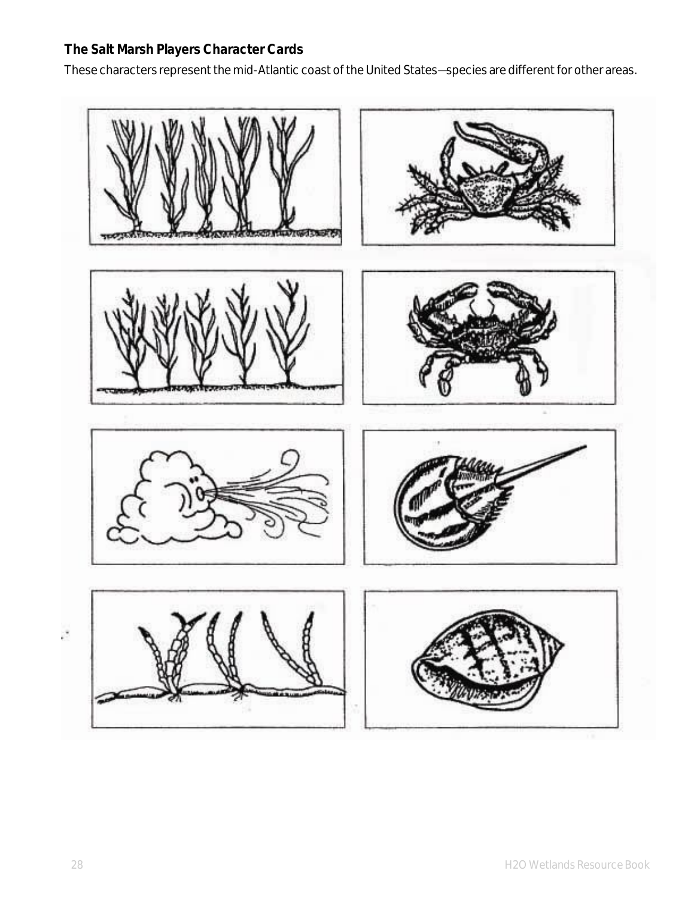**The Salt Marsh Players Character Cards**

These characters represent the mid-Atlantic coast of the United States—species are different for other areas.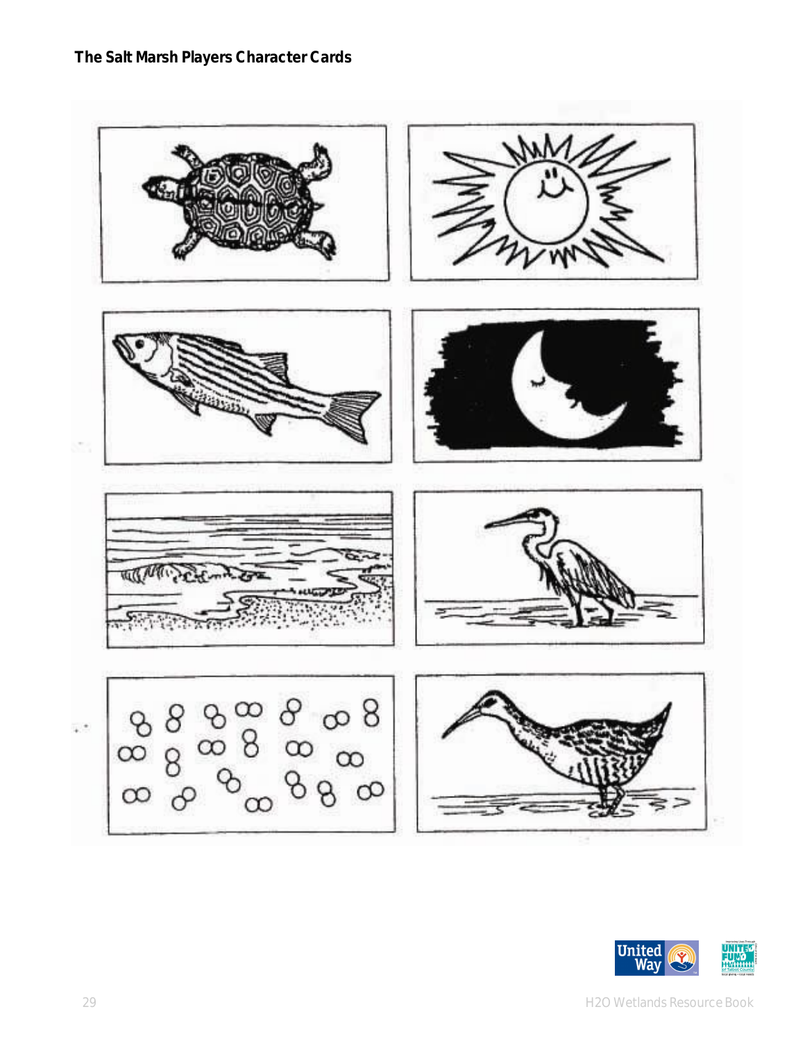**The Salt Marsh Players Character Cards**